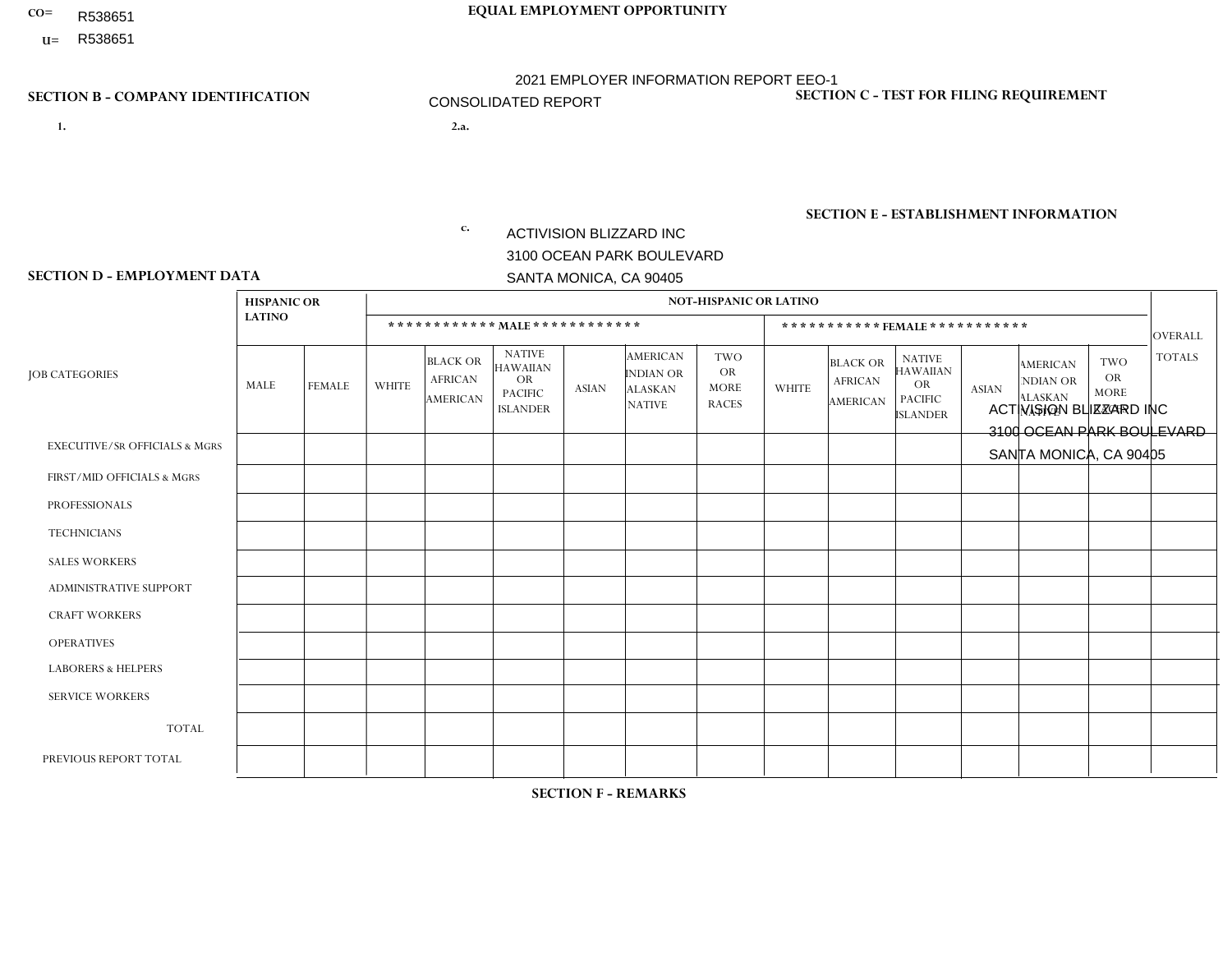CO= R538651

U= R538651

**EQUAL EMPLOYMENT OPPORTUNITY**

2021 EMPLOYER INFORMATION REPORT EEO-1

CONSOLIDATED REPORT

**SECTION B - COMPANY IDENTIFICATION**

1.

2.a.

c. ACTIVISION BLIZZARD INC
3100 OCEAN PARK BOULEVARD
SANTA MONICA, CA 90405

**SECTION C - TEST FOR FILING REQUIREMENT**

**SECTION E - ESTABLISHMENT INFORMATION**

ACTIVISION BLIZZARD INC
3100 OCEAN PARK BOULEVARD
SANTA MONICA, CA 90405

**SECTION D - EMPLOYMENT DATA**

| JOB CATEGORIES | HISPANIC OR LATINO | | NOT-HISPANIC OR LATINO | | | | | | | | | | | | OVERALL TOTALS |
|---|---|---|---|---|---|---|---|---|---|---|---|---|---|---|---|
| | | | MALE | | | | | | FEMALE | | | | | | |
| | MALE | FEMALE | WHITE | BLACK OR AFRICAN AMERICAN | NATIVE HAWAIIAN OR PACIFIC ISLANDER | ASIAN | AMERICAN INDIAN OR ALASKAN NATIVE | TWO OR MORE RACES | WHITE | BLACK OR AFRICAN AMERICAN | NATIVE HAWAIIAN OR PACIFIC ISLANDER | ASIAN | AMERICAN INDIAN OR ALASKAN NATIVE | TWO OR MORE RACES | |
| EXECUTIVE/SR OFFICIALS & MGRS | | | | | | | | | | | | | | | |
| FIRST/MID OFFICIALS & MGRS | | | | | | | | | | | | | | | |
| PROFESSIONALS | | | | | | | | | | | | | | | |
| TECHNICIANS | | | | | | | | | | | | | | | |
| SALES WORKERS | | | | | | | | | | | | | | | |
| ADMINISTRATIVE SUPPORT | | | | | | | | | | | | | | | |
| CRAFT WORKERS | | | | | | | | | | | | | | | |
| OPERATIVES | | | | | | | | | | | | | | | |
| LABORERS & HELPERS | | | | | | | | | | | | | | | |
| SERVICE WORKERS | | | | | | | | | | | | | | | |
| TOTAL | | | | | | | | | | | | | | | |
| PREVIOUS REPORT TOTAL | | | | | | | | | | | | | | | |

**SECTION F - REMARKS**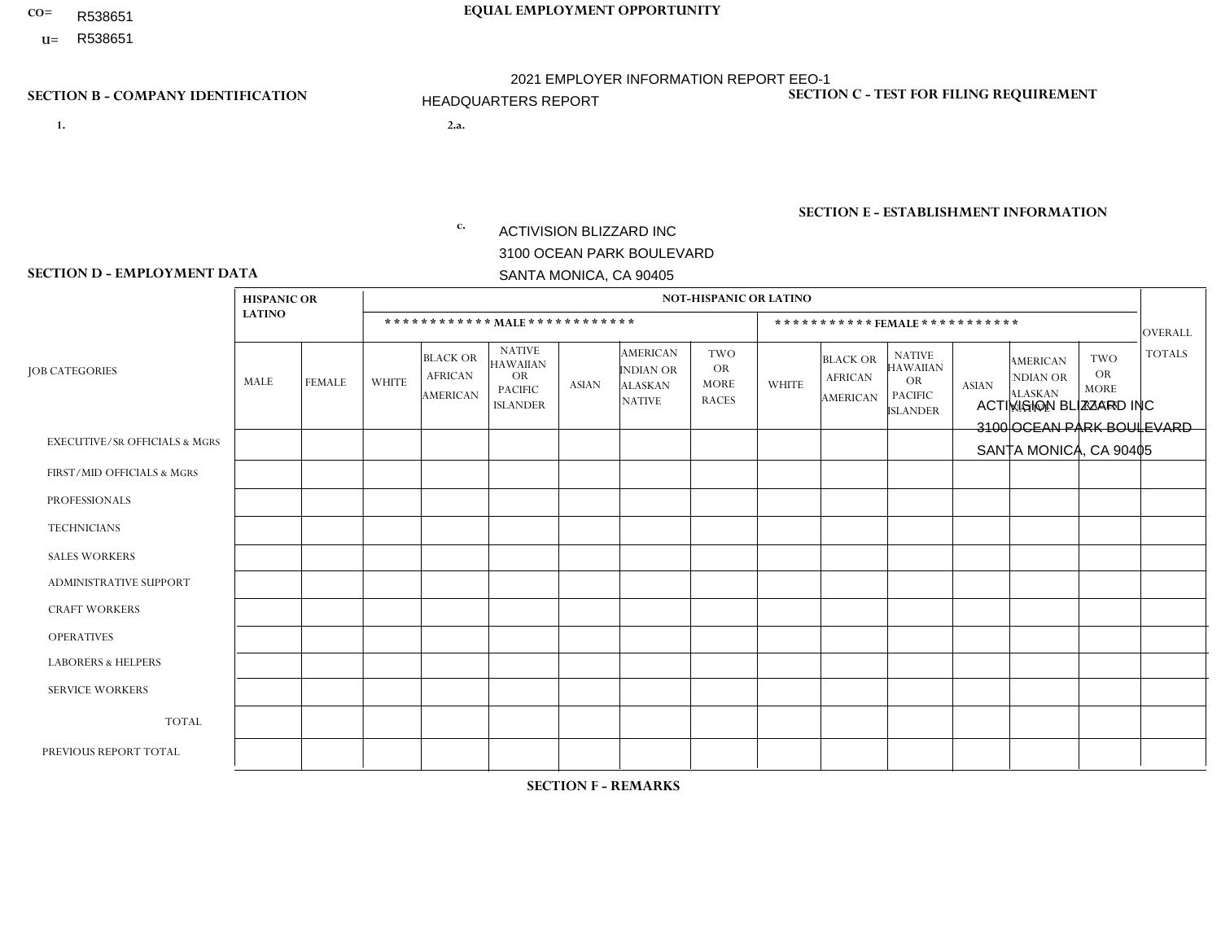CO= R538651

U= R538651

**EQUAL EMPLOYMENT OPPORTUNITY**

2021 EMPLOYER INFORMATION REPORT EEO-1

HEADQUARTERS REPORT

**SECTION B - COMPANY IDENTIFICATION**

1.

2.a.

c. ACTIVISION BLIZZARD INC
3100 OCEAN PARK BOULEVARD
SANTA MONICA, CA 90405

**SECTION C - TEST FOR FILING REQUIREMENT**

**SECTION E - ESTABLISHMENT INFORMATION**

ACTIVISION BLIZZARD INC
3100 OCEAN PARK BOULEVARD
SANTA MONICA, CA 90405

**SECTION D - EMPLOYMENT DATA**

| JOB CATEGORIES | HISPANIC OR LATINO | | NOT-HISPANIC OR LATINO | | | | | | | | | | | | OVERALL TOTALS |
|---|---|---|---|---|---|---|---|---|---|---|---|---|---|---|---|
| | | | MALE | | | | | | FEMALE | | | | | | |
| | MALE | FEMALE | WHITE | BLACK OR AFRICAN AMERICAN | NATIVE HAWAIIAN OR PACIFIC ISLANDER | ASIAN | AMERICAN INDIAN OR ALASKAN NATIVE | TWO OR MORE RACES | WHITE | BLACK OR AFRICAN AMERICAN | NATIVE HAWAIIAN OR PACIFIC ISLANDER | ASIAN | AMERICAN INDIAN OR ALASKAN NATIVE | TWO OR MORE RACES | |
| EXECUTIVE/SR OFFICIALS & MGRS | | | | | | | | | | | | | | | |
| FIRST/MID OFFICIALS & MGRS | | | | | | | | | | | | | | | |
| PROFESSIONALS | | | | | | | | | | | | | | | |
| TECHNICIANS | | | | | | | | | | | | | | | |
| SALES WORKERS | | | | | | | | | | | | | | | |
| ADMINISTRATIVE SUPPORT | | | | | | | | | | | | | | | |
| CRAFT WORKERS | | | | | | | | | | | | | | | |
| OPERATIVES | | | | | | | | | | | | | | | |
| LABORERS & HELPERS | | | | | | | | | | | | | | | |
| SERVICE WORKERS | | | | | | | | | | | | | | | |
| TOTAL | | | | | | | | | | | | | | | |
| PREVIOUS REPORT TOTAL | | | | | | | | | | | | | | | |

**SECTION F - REMARKS**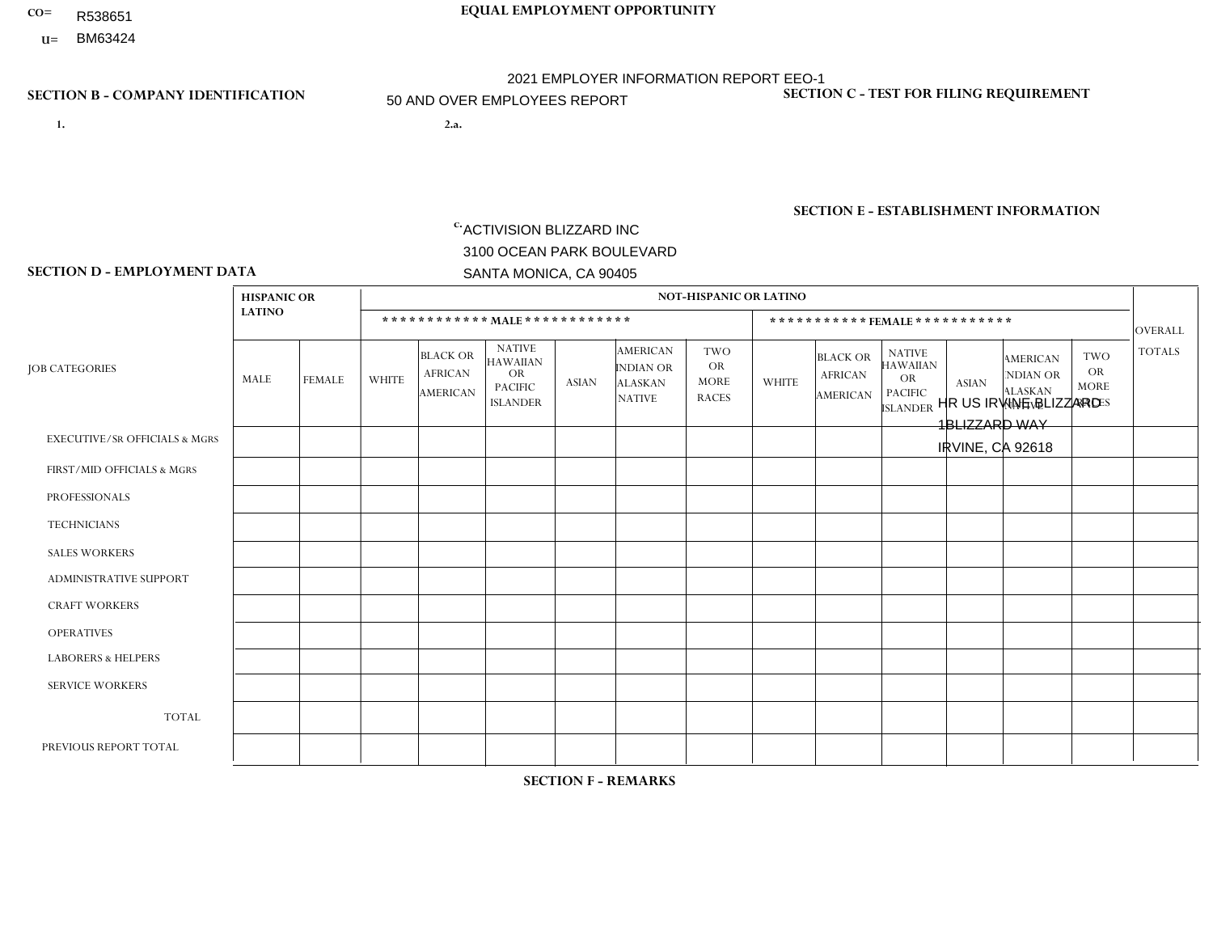CO= R538651

U= BM63424

**EQUAL EMPLOYMENT OPPORTUNITY**

2021 EMPLOYER INFORMATION REPORT EEO-1

50 AND OVER EMPLOYEES REPORT

**SECTION B - COMPANY IDENTIFICATION**

1.

2.a.

c. ACTIVISION BLIZZARD INC
3100 OCEAN PARK BOULEVARD
SANTA MONICA, CA 90405

**SECTION C - TEST FOR FILING REQUIREMENT**

**SECTION E - ESTABLISHMENT INFORMATION**

HR US IRVINE BLIZZARD
1BLIZZARD WAY
IRVINE, CA 92618

**SECTION D - EMPLOYMENT DATA**

| JOB CATEGORIES | HISPANIC OR LATINO | | NOT-HISPANIC OR LATINO | | | | | | | | | | | | OVERALL TOTALS |
|---|---|---|---|---|---|---|---|---|---|---|---|---|---|---|---|
| | | | MALE | | | | | | FEMALE | | | | | | |
| | MALE | FEMALE | WHITE | BLACK OR AFRICAN AMERICAN | NATIVE HAWAIIAN OR PACIFIC ISLANDER | ASIAN | AMERICAN INDIAN OR ALASKAN NATIVE | TWO OR MORE RACES | WHITE | BLACK OR AFRICAN AMERICAN | NATIVE HAWAIIAN OR PACIFIC ISLANDER | ASIAN | AMERICAN INDIAN OR ALASKAN NATIVE | TWO OR MORE RACES | |
| EXECUTIVE/SR OFFICIALS & MGRS | | | | | | | | | | | | | | | |
| FIRST/MID OFFICIALS & MGRS | | | | | | | | | | | | | | | |
| PROFESSIONALS | | | | | | | | | | | | | | | |
| TECHNICIANS | | | | | | | | | | | | | | | |
| SALES WORKERS | | | | | | | | | | | | | | | |
| ADMINISTRATIVE SUPPORT | | | | | | | | | | | | | | | |
| CRAFT WORKERS | | | | | | | | | | | | | | | |
| OPERATIVES | | | | | | | | | | | | | | | |
| LABORERS & HELPERS | | | | | | | | | | | | | | | |
| SERVICE WORKERS | | | | | | | | | | | | | | | |
| TOTAL | | | | | | | | | | | | | | | |
| PREVIOUS REPORT TOTAL | | | | | | | | | | | | | | | |

**SECTION F - REMARKS**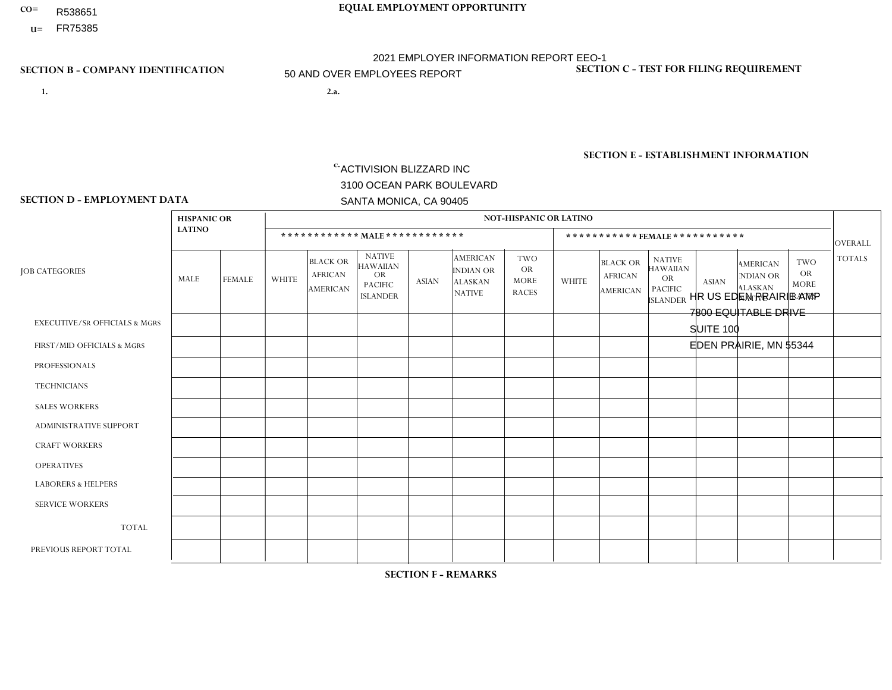CO= R538651
U= FR75385

**EQUAL EMPLOYMENT OPPORTUNITY**

2021 EMPLOYER INFORMATION REPORT EEO-1

50 AND OVER EMPLOYEES REPORT

**SECTION B - COMPANY IDENTIFICATION**

1.

2.a.

c. ACTIVISION BLIZZARD INC
3100 OCEAN PARK BOULEVARD
SANTA MONICA, CA 90405

**SECTION C - TEST FOR FILING REQUIREMENT**

**SECTION E - ESTABLISHMENT INFORMATION**

HR US EDEN PRAIRIE AMP
7800 EQUITABLE DRIVE
SUITE 100
EDEN PRAIRIE, MN 55344

**SECTION D - EMPLOYMENT DATA**

| JOB CATEGORIES | HISPANIC OR LATINO | | NOT-HISPANIC OR LATINO | | | | | | | | | | | | OVERALL TOTALS |
|---|---|---|---|---|---|---|---|---|---|---|---|---|---|---|---|
| | | | *********** MALE *********** | | | | | | *********** FEMALE *********** | | | | | | |
| | MALE | FEMALE | WHITE | BLACK OR AFRICAN AMERICAN | NATIVE HAWAIIAN OR PACIFIC ISLANDER | ASIAN | AMERICAN INDIAN OR ALASKAN NATIVE | TWO OR MORE RACES | WHITE | BLACK OR AFRICAN AMERICAN | NATIVE HAWAIIAN OR PACIFIC ISLANDER | ASIAN | AMERICAN INDIAN OR ALASKAN NATIVE | TWO OR MORE RACES | |
| EXECUTIVE/SR OFFICIALS & MGRS | | | | | | | | | | | | | | | |
| FIRST/MID OFFICIALS & MGRS | | | | | | | | | | | | | | | |
| PROFESSIONALS | | | | | | | | | | | | | | | |
| TECHNICIANS | | | | | | | | | | | | | | | |
| SALES WORKERS | | | | | | | | | | | | | | | |
| ADMINISTRATIVE SUPPORT | | | | | | | | | | | | | | | |
| CRAFT WORKERS | | | | | | | | | | | | | | | |
| OPERATIVES | | | | | | | | | | | | | | | |
| LABORERS & HELPERS | | | | | | | | | | | | | | | |
| SERVICE WORKERS | | | | | | | | | | | | | | | |
| TOTAL | | | | | | | | | | | | | | | |
| PREVIOUS REPORT TOTAL | | | | | | | | | | | | | | | |

**SECTION F - REMARKS**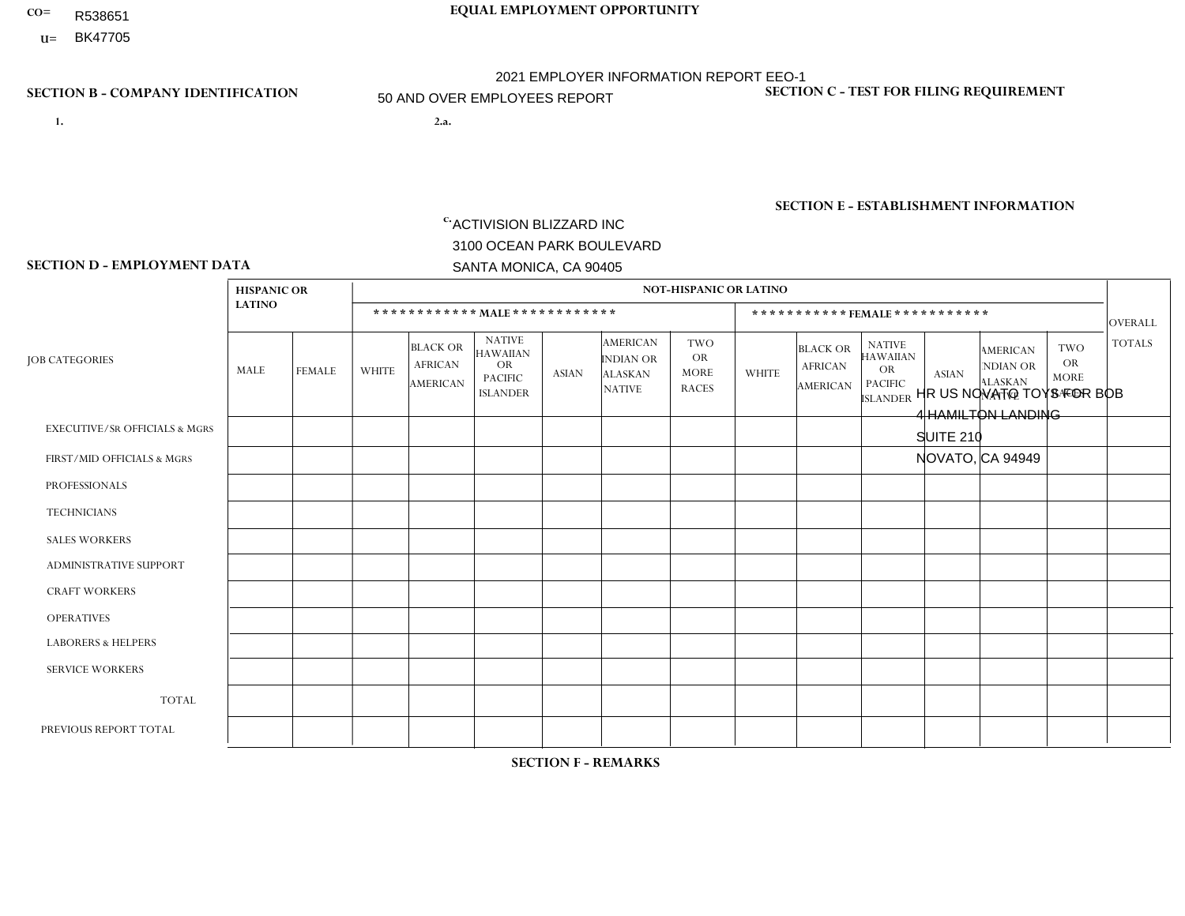CO= R538651

U= BK47705

**EQUAL EMPLOYMENT OPPORTUNITY**

2021 EMPLOYER INFORMATION REPORT EEO-1

50 AND OVER EMPLOYEES REPORT

**SECTION B - COMPANY IDENTIFICATION**

1.

2.a.

c. ACTIVISION BLIZZARD INC
3100 OCEAN PARK BOULEVARD
SANTA MONICA, CA 90405

**SECTION C - TEST FOR FILING REQUIREMENT**

**SECTION E - ESTABLISHMENT INFORMATION**

HR US NOVATO TOYS FOR BOB
4 HAMILTON LANDING
SUITE 210
NOVATO, CA 94949

**SECTION D - EMPLOYMENT DATA**

| JOB CATEGORIES | HISPANIC OR LATINO | | NOT-HISPANIC OR LATINO | | | | | | | | | | | | OVERALL TOTALS |
|---|---|---|---|---|---|---|---|---|---|---|---|---|---|---|---|
| | | | MALE | | | | | | FEMALE | | | | | | |
| | MALE | FEMALE | WHITE | BLACK OR AFRICAN AMERICAN | NATIVE HAWAIIAN OR PACIFIC ISLANDER | ASIAN | AMERICAN INDIAN OR ALASKAN NATIVE | TWO OR MORE RACES | WHITE | BLACK OR AFRICAN AMERICAN | NATIVE HAWAIIAN OR PACIFIC ISLANDER | ASIAN | AMERICAN INDIAN OR ALASKAN NATIVE | TWO OR MORE RACES | |
| EXECUTIVE/SR OFFICIALS & MGRS | | | | | | | | | | | | | | | |
| FIRST/MID OFFICIALS & MGRS | | | | | | | | | | | | | | | |
| PROFESSIONALS | | | | | | | | | | | | | | | |
| TECHNICIANS | | | | | | | | | | | | | | | |
| SALES WORKERS | | | | | | | | | | | | | | | |
| ADMINISTRATIVE SUPPORT | | | | | | | | | | | | | | | |
| CRAFT WORKERS | | | | | | | | | | | | | | | |
| OPERATIVES | | | | | | | | | | | | | | | |
| LABORERS & HELPERS | | | | | | | | | | | | | | | |
| SERVICE WORKERS | | | | | | | | | | | | | | | |
| TOTAL | | | | | | | | | | | | | | | |
| PREVIOUS REPORT TOTAL | | | | | | | | | | | | | | | |

**SECTION F - REMARKS**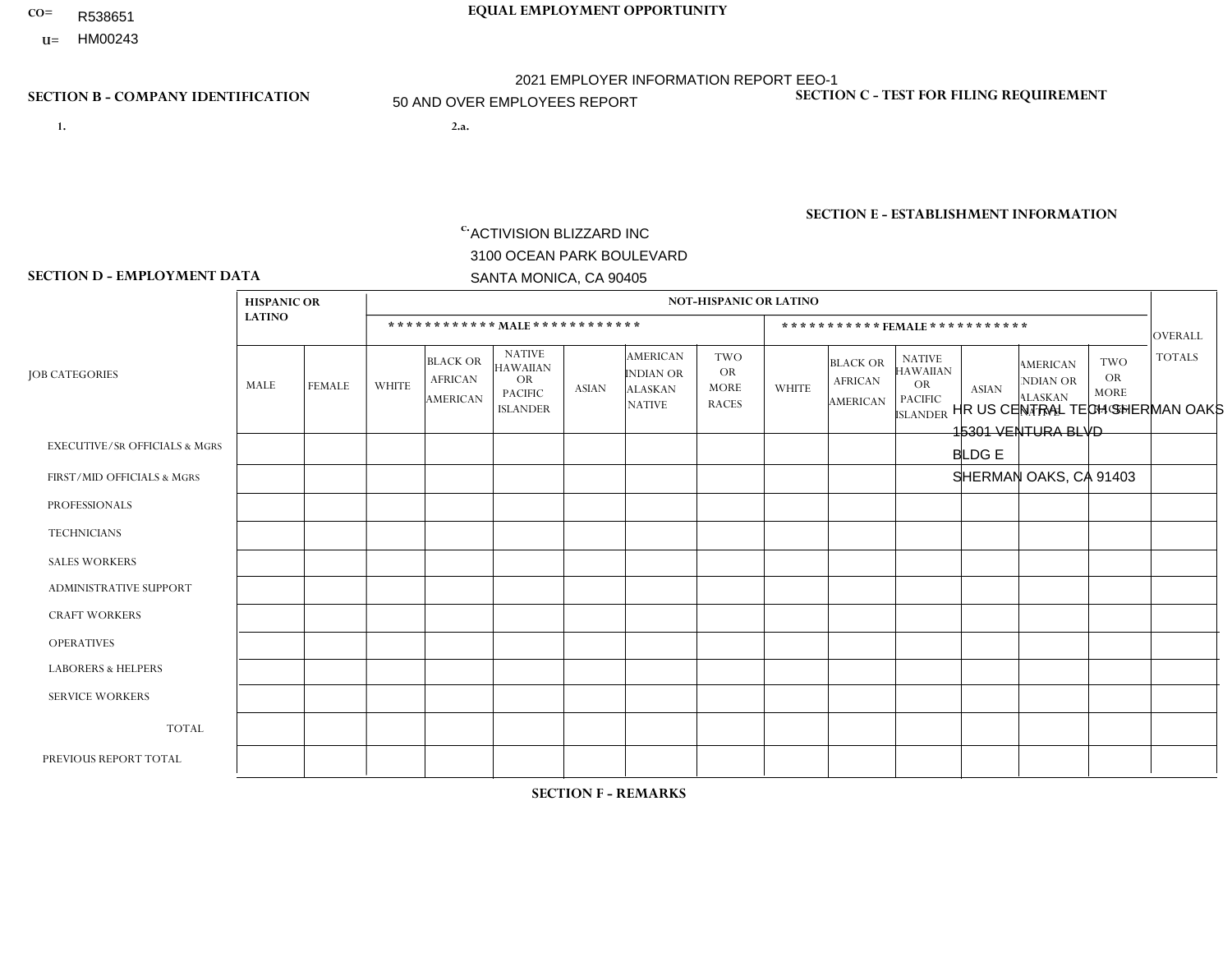CO= R538651

U= HM00243

**EQUAL EMPLOYMENT OPPORTUNITY**

2021 EMPLOYER INFORMATION REPORT EEO-1

50 AND OVER EMPLOYEES REPORT

**SECTION B - COMPANY IDENTIFICATION**

**SECTION C - TEST FOR FILING REQUIREMENT**

1.

2.a.

**SECTION E - ESTABLISHMENT INFORMATION**

c. ACTIVISION BLIZZARD INC
3100 OCEAN PARK BOULEVARD
SANTA MONICA, CA 90405

HR US CENTRAL TECH SHERMAN OAKS
15301 VENTURA BLVD
BLDG E
SHERMAN OAKS, CA 91403

**SECTION D - EMPLOYMENT DATA**

| JOB CATEGORIES | HISPANIC OR LATINO | | NOT-HISPANIC OR LATINO | | | | | | | | | | | | OVERALL TOTALS |
|---|---|---|---|---|---|---|---|---|---|---|---|---|---|---|---|
| | | | MALE | | | | | | FEMALE | | | | | | |
| | MALE | FEMALE | WHITE | BLACK OR AFRICAN AMERICAN | NATIVE HAWAIIAN OR PACIFIC ISLANDER | ASIAN | AMERICAN INDIAN OR ALASKAN NATIVE | TWO OR MORE RACES | WHITE | BLACK OR AFRICAN AMERICAN | NATIVE HAWAIIAN OR PACIFIC ISLANDER | ASIAN | AMERICAN INDIAN OR ALASKAN NATIVE | TWO OR MORE RACES | |
| EXECUTIVE/SR OFFICIALS & MGRS | | | | | | | | | | | | | | | |
| FIRST/MID OFFICIALS & MGRS | | | | | | | | | | | | | | | |
| PROFESSIONALS | | | | | | | | | | | | | | | |
| TECHNICIANS | | | | | | | | | | | | | | | |
| SALES WORKERS | | | | | | | | | | | | | | | |
| ADMINISTRATIVE SUPPORT | | | | | | | | | | | | | | | |
| CRAFT WORKERS | | | | | | | | | | | | | | | |
| OPERATIVES | | | | | | | | | | | | | | | |
| LABORERS & HELPERS | | | | | | | | | | | | | | | |
| SERVICE WORKERS | | | | | | | | | | | | | | | |
| TOTAL | | | | | | | | | | | | | | | |
| PREVIOUS REPORT TOTAL | | | | | | | | | | | | | | | |

**SECTION F - REMARKS**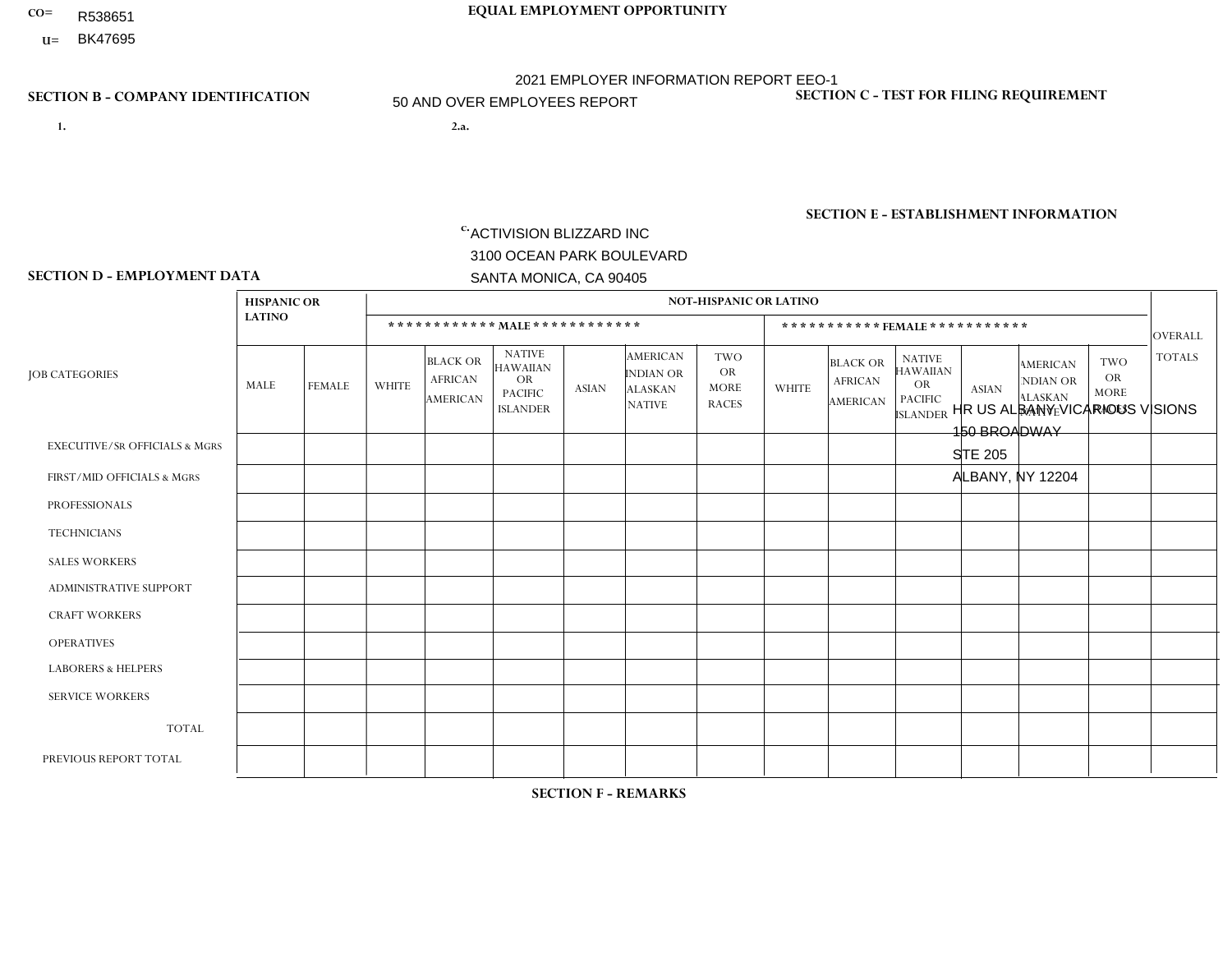CO= R538651

U= BK47695

**EQUAL EMPLOYMENT OPPORTUNITY**

2021 EMPLOYER INFORMATION REPORT EEO-1

50 AND OVER EMPLOYEES REPORT

**SECTION B - COMPANY IDENTIFICATION**

1.

2.a.

c. ACTIVISION BLIZZARD INC
3100 OCEAN PARK BOULEVARD
SANTA MONICA, CA 90405

**SECTION C - TEST FOR FILING REQUIREMENT**

**SECTION E - ESTABLISHMENT INFORMATION**

HR US ALBANY-VICARIOUS VISIONS
150 BROADWAY
STE 205
ALBANY, NY 12204

**SECTION D - EMPLOYMENT DATA**

| JOB CATEGORIES | HISPANIC OR LATINO | | NOT-HISPANIC OR LATINO | | | | | | | | | | | | OVERALL TOTALS |
|---|---|---|---|---|---|---|---|---|---|---|---|---|---|---|---|
| | | | MALE | | | | | | FEMALE | | | | | | |
| | MALE | FEMALE | WHITE | BLACK OR AFRICAN AMERICAN | NATIVE HAWAIIAN OR PACIFIC ISLANDER | ASIAN | AMERICAN INDIAN OR ALASKAN NATIVE | TWO OR MORE RACES | WHITE | BLACK OR AFRICAN AMERICAN | NATIVE HAWAIIAN OR PACIFIC ISLANDER | ASIAN | AMERICAN INDIAN OR ALASKAN NATIVE | TWO OR MORE RACES | |
| EXECUTIVE/SR OFFICIALS & MGRS | | | | | | | | | | | | | | | |
| FIRST/MID OFFICIALS & MGRS | | | | | | | | | | | | | | | |
| PROFESSIONALS | | | | | | | | | | | | | | | |
| TECHNICIANS | | | | | | | | | | | | | | | |
| SALES WORKERS | | | | | | | | | | | | | | | |
| ADMINISTRATIVE SUPPORT | | | | | | | | | | | | | | | |
| CRAFT WORKERS | | | | | | | | | | | | | | | |
| OPERATIVES | | | | | | | | | | | | | | | |
| LABORERS & HELPERS | | | | | | | | | | | | | | | |
| SERVICE WORKERS | | | | | | | | | | | | | | | |
| TOTAL | | | | | | | | | | | | | | | |
| PREVIOUS REPORT TOTAL | | | | | | | | | | | | | | | |

**SECTION F - REMARKS**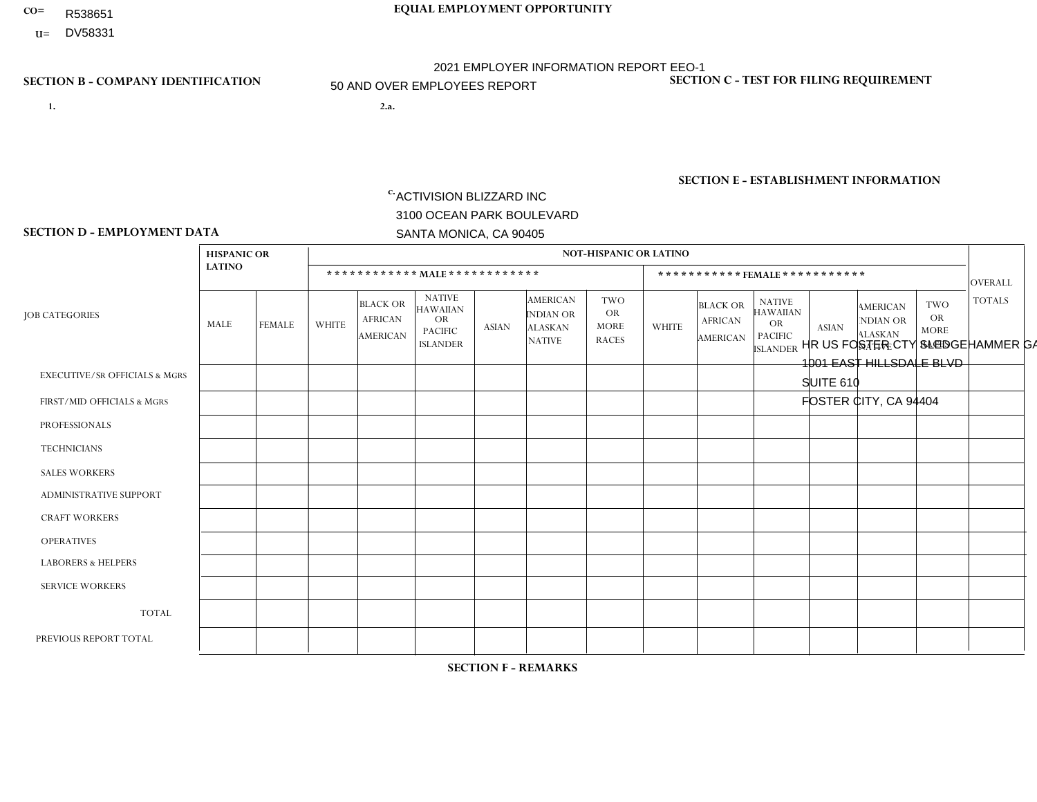CO= R538651

U= DV58331

**EQUAL EMPLOYMENT OPPORTUNITY**

2021 EMPLOYER INFORMATION REPORT EEO-1

50 AND OVER EMPLOYEES REPORT

**SECTION B - COMPANY IDENTIFICATION**

1.

2.a.

c. ACTIVISION BLIZZARD INC
3100 OCEAN PARK BOULEVARD
SANTA MONICA, CA 90405

**SECTION C - TEST FOR FILING REQUIREMENT**

**SECTION E - ESTABLISHMENT INFORMATION**

HR US FOSTER CTY SLEDGEHAMMER GA
1001 EAST HILLSDALE BLVD
SUITE 610
FOSTER CITY, CA 94404

**SECTION D - EMPLOYMENT DATA**

| JOB CATEGORIES | HISPANIC OR LATINO | | NOT-HISPANIC OR LATINO | | | | | | | | | | | | OVERALL TOTALS |
|---|---|---|---|---|---|---|---|---|---|---|---|---|---|---|---|
| | | | ************ MALE ************ | | | | | | *********** FEMALE *********** | | | | | | |
| | MALE | FEMALE | WHITE | BLACK OR AFRICAN AMERICAN | NATIVE HAWAIIAN OR PACIFIC ISLANDER | ASIAN | AMERICAN INDIAN OR ALASKAN NATIVE | TWO OR MORE RACES | WHITE | BLACK OR AFRICAN AMERICAN | NATIVE HAWAIIAN OR PACIFIC ISLANDER | ASIAN | AMERICAN INDIAN OR ALASKAN NATIVE | TWO OR MORE RACES | |
| EXECUTIVE/SR OFFICIALS & MGRS | | | | | | | | | | | | | | | |
| FIRST/MID OFFICIALS & MGRS | | | | | | | | | | | | | | | |
| PROFESSIONALS | | | | | | | | | | | | | | | |
| TECHNICIANS | | | | | | | | | | | | | | | |
| SALES WORKERS | | | | | | | | | | | | | | | |
| ADMINISTRATIVE SUPPORT | | | | | | | | | | | | | | | |
| CRAFT WORKERS | | | | | | | | | | | | | | | |
| OPERATIVES | | | | | | | | | | | | | | | |
| LABORERS & HELPERS | | | | | | | | | | | | | | | |
| SERVICE WORKERS | | | | | | | | | | | | | | | |
| TOTAL | | | | | | | | | | | | | | | |
| PREVIOUS REPORT TOTAL | | | | | | | | | | | | | | | |

**SECTION F - REMARKS**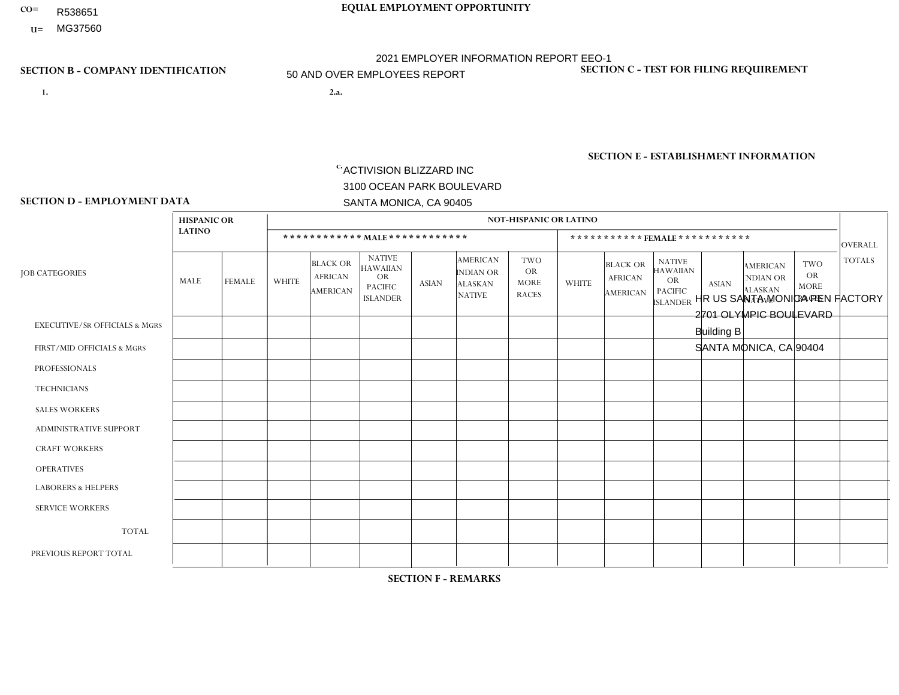CO= R538651

U= MG37560

**EQUAL EMPLOYMENT OPPORTUNITY**

2021 EMPLOYER INFORMATION REPORT EEO-1

50 AND OVER EMPLOYEES REPORT

**SECTION B - COMPANY IDENTIFICATION**

1.

2.a.

c. ACTIVISION BLIZZARD INC
3100 OCEAN PARK BOULEVARD
SANTA MONICA, CA 90405

**SECTION C - TEST FOR FILING REQUIREMENT**

**SECTION E - ESTABLISHMENT INFORMATION**

HR US SANTA MONICA PEN FACTORY
2701 OLYMPIC BOULEVARD
Building B
SANTA MONICA, CA 90404

**SECTION D - EMPLOYMENT DATA**

| JOB CATEGORIES | HISPANIC OR LATINO | | NOT-HISPANIC OR LATINO | | | | | | | | | | | | OVERALL TOTALS |
|---|---|---|---|---|---|---|---|---|---|---|---|---|---|---|---|
| | | | MALE | | | | | | FEMALE | | | | | | |
| | MALE | FEMALE | WHITE | BLACK OR AFRICAN AMERICAN | NATIVE HAWAIIAN OR PACIFIC ISLANDER | ASIAN | AMERICAN INDIAN OR ALASKAN NATIVE | TWO OR MORE RACES | WHITE | BLACK OR AFRICAN AMERICAN | NATIVE HAWAIIAN OR PACIFIC ISLANDER | ASIAN | AMERICAN INDIAN OR ALASKAN NATIVE | TWO OR MORE RACES | |
| EXECUTIVE/SR OFFICIALS & MGRS | | | | | | | | | | | | | | | |
| FIRST/MID OFFICIALS & MGRS | | | | | | | | | | | | | | | |
| PROFESSIONALS | | | | | | | | | | | | | | | |
| TECHNICIANS | | | | | | | | | | | | | | | |
| SALES WORKERS | | | | | | | | | | | | | | | |
| ADMINISTRATIVE SUPPORT | | | | | | | | | | | | | | | |
| CRAFT WORKERS | | | | | | | | | | | | | | | |
| OPERATIVES | | | | | | | | | | | | | | | |
| LABORERS & HELPERS | | | | | | | | | | | | | | | |
| SERVICE WORKERS | | | | | | | | | | | | | | | |
| TOTAL | | | | | | | | | | | | | | | |
| PREVIOUS REPORT TOTAL | | | | | | | | | | | | | | | |

**SECTION F - REMARKS**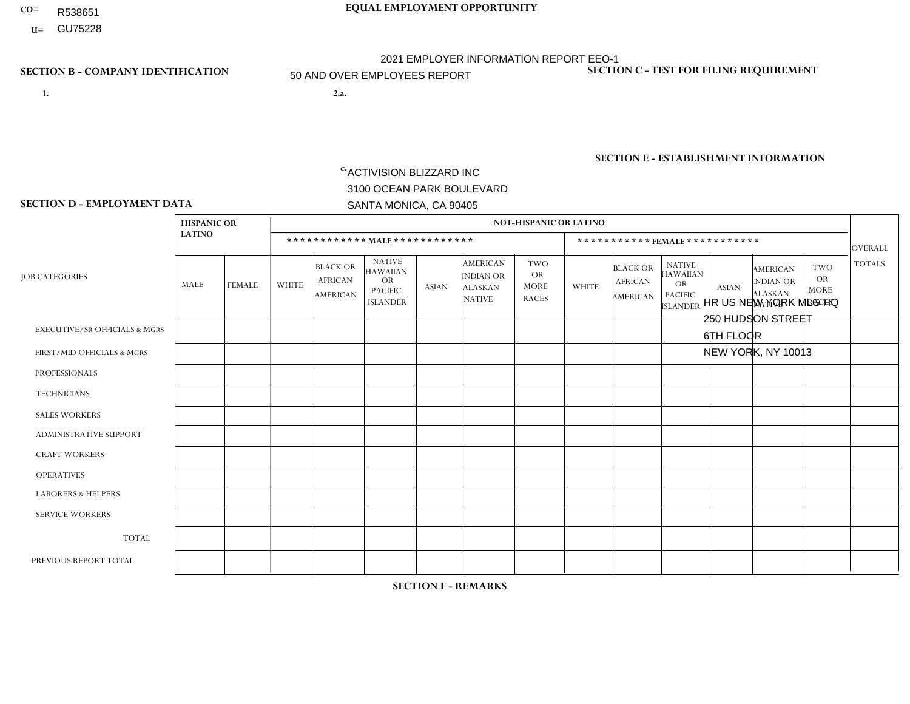CO= R538651

U= GU75228

**EQUAL EMPLOYMENT OPPORTUNITY**

2021 EMPLOYER INFORMATION REPORT EEO-1

50 AND OVER EMPLOYEES REPORT

**SECTION B - COMPANY IDENTIFICATION**

1.

2.a.

c. ACTIVISION BLIZZARD INC
3100 OCEAN PARK BOULEVARD
SANTA MONICA, CA 90405

**SECTION C - TEST FOR FILING REQUIREMENT**

**SECTION E - ESTABLISHMENT INFORMATION**

HR US NEW YORK MKG HQ
250 HUDSON STREET
6TH FLOOR
NEW YORK, NY 10013

**SECTION D - EMPLOYMENT DATA**

| JOB CATEGORIES | HISPANIC OR LATINO | | NOT-HISPANIC OR LATINO | | | | | | | | | | | | OVERALL TOTALS |
|---|---|---|---|---|---|---|---|---|---|---|---|---|---|---|---|
| | | | MALE | | | | | | FEMALE | | | | | | |
| | MALE | FEMALE | WHITE | BLACK OR AFRICAN AMERICAN | NATIVE HAWAIIAN OR PACIFIC ISLANDER | ASIAN | AMERICAN INDIAN OR ALASKAN NATIVE | TWO OR MORE RACES | WHITE | BLACK OR AFRICAN AMERICAN | NATIVE HAWAIIAN OR PACIFIC ISLANDER | ASIAN | AMERICAN INDIAN OR ALASKAN NATIVE | TWO OR MORE RACES | |
| EXECUTIVE/SR OFFICIALS & MGRS | | | | | | | | | | | | | | | |
| FIRST/MID OFFICIALS & MGRS | | | | | | | | | | | | | | | |
| PROFESSIONALS | | | | | | | | | | | | | | | |
| TECHNICIANS | | | | | | | | | | | | | | | |
| SALES WORKERS | | | | | | | | | | | | | | | |
| ADMINISTRATIVE SUPPORT | | | | | | | | | | | | | | | |
| CRAFT WORKERS | | | | | | | | | | | | | | | |
| OPERATIVES | | | | | | | | | | | | | | | |
| LABORERS & HELPERS | | | | | | | | | | | | | | | |
| SERVICE WORKERS | | | | | | | | | | | | | | | |
| TOTAL | | | | | | | | | | | | | | | |
| PREVIOUS REPORT TOTAL | | | | | | | | | | | | | | | |

**SECTION F - REMARKS**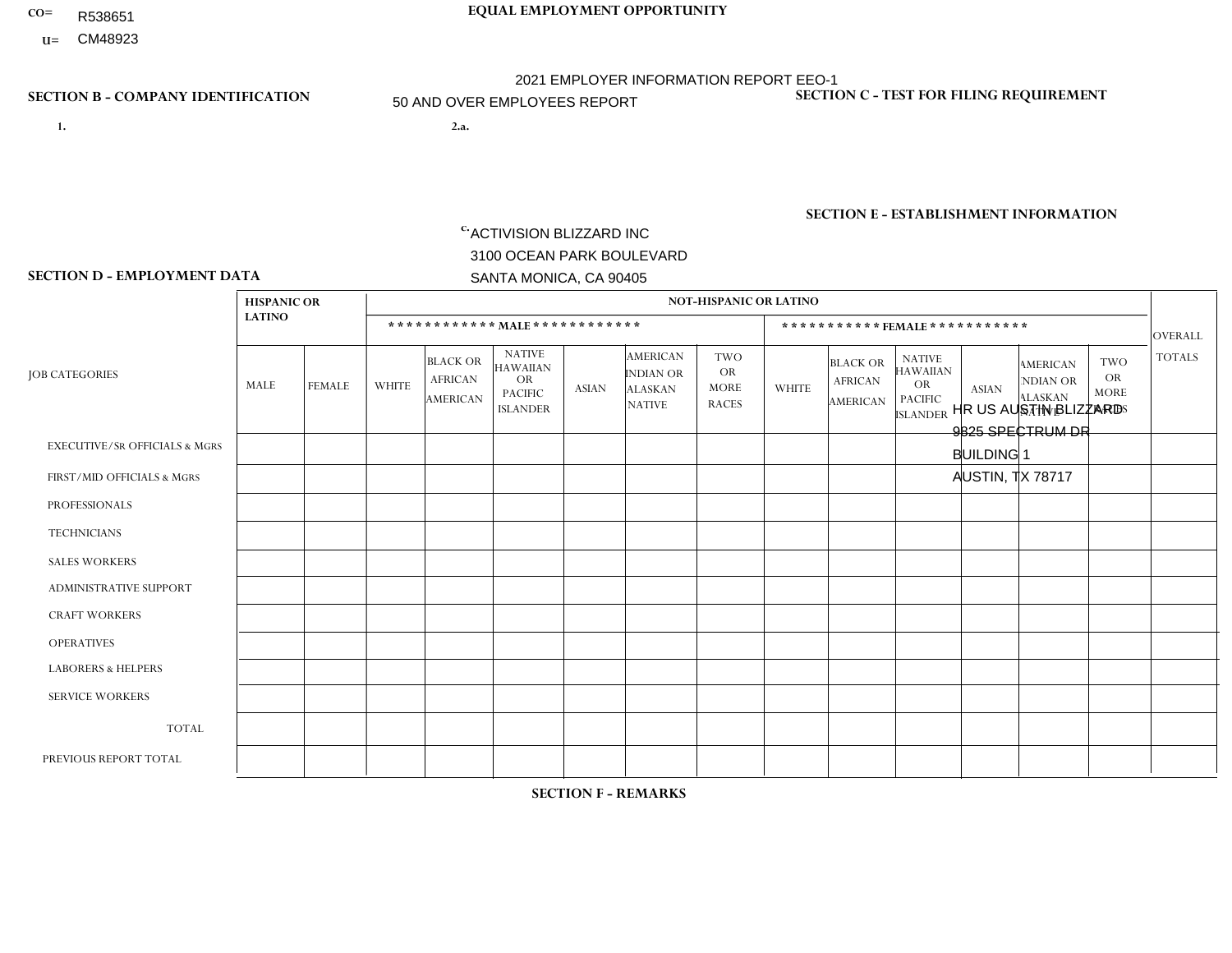CO= R538651

U= CM48923

**EQUAL EMPLOYMENT OPPORTUNITY**

2021 EMPLOYER INFORMATION REPORT EEO-1

50 AND OVER EMPLOYEES REPORT

**SECTION B - COMPANY IDENTIFICATION**

1.

2.a.

c. ACTIVISION BLIZZARD INC
3100 OCEAN PARK BOULEVARD
SANTA MONICA, CA 90405

**SECTION C - TEST FOR FILING REQUIREMENT**

**SECTION E - ESTABLISHMENT INFORMATION**

HR US AUSTIN BLIZZARD
9825 SPECTRUM DR
BUILDING 1
AUSTIN, TX 78717

**SECTION D - EMPLOYMENT DATA**

| JOB CATEGORIES | HISPANIC OR LATINO | | NOT-HISPANIC OR LATINO | | | | | | | | | | | | OVERALL TOTALS |
|---|---|---|---|---|---|---|---|---|---|---|---|---|---|---|---|
| | | | MALE | | | | | | FEMALE | | | | | | |
| | MALE | FEMALE | WHITE | BLACK OR AFRICAN AMERICAN | NATIVE HAWAIIAN OR PACIFIC ISLANDER | ASIAN | AMERICAN INDIAN OR ALASKAN NATIVE | TWO OR MORE RACES | WHITE | BLACK OR AFRICAN AMERICAN | NATIVE HAWAIIAN OR PACIFIC ISLANDER | ASIAN | AMERICAN INDIAN OR ALASKAN NATIVE | TWO OR MORE RACES | |
| EXECUTIVE/SR OFFICIALS & MGRS | | | | | | | | | | | | | | | |
| FIRST/MID OFFICIALS & MGRS | | | | | | | | | | | | | | | |
| PROFESSIONALS | | | | | | | | | | | | | | | |
| TECHNICIANS | | | | | | | | | | | | | | | |
| SALES WORKERS | | | | | | | | | | | | | | | |
| ADMINISTRATIVE SUPPORT | | | | | | | | | | | | | | | |
| CRAFT WORKERS | | | | | | | | | | | | | | | |
| OPERATIVES | | | | | | | | | | | | | | | |
| LABORERS & HELPERS | | | | | | | | | | | | | | | |
| SERVICE WORKERS | | | | | | | | | | | | | | | |
| TOTAL | | | | | | | | | | | | | | | |
| PREVIOUS REPORT TOTAL | | | | | | | | | | | | | | | |

**SECTION F - REMARKS**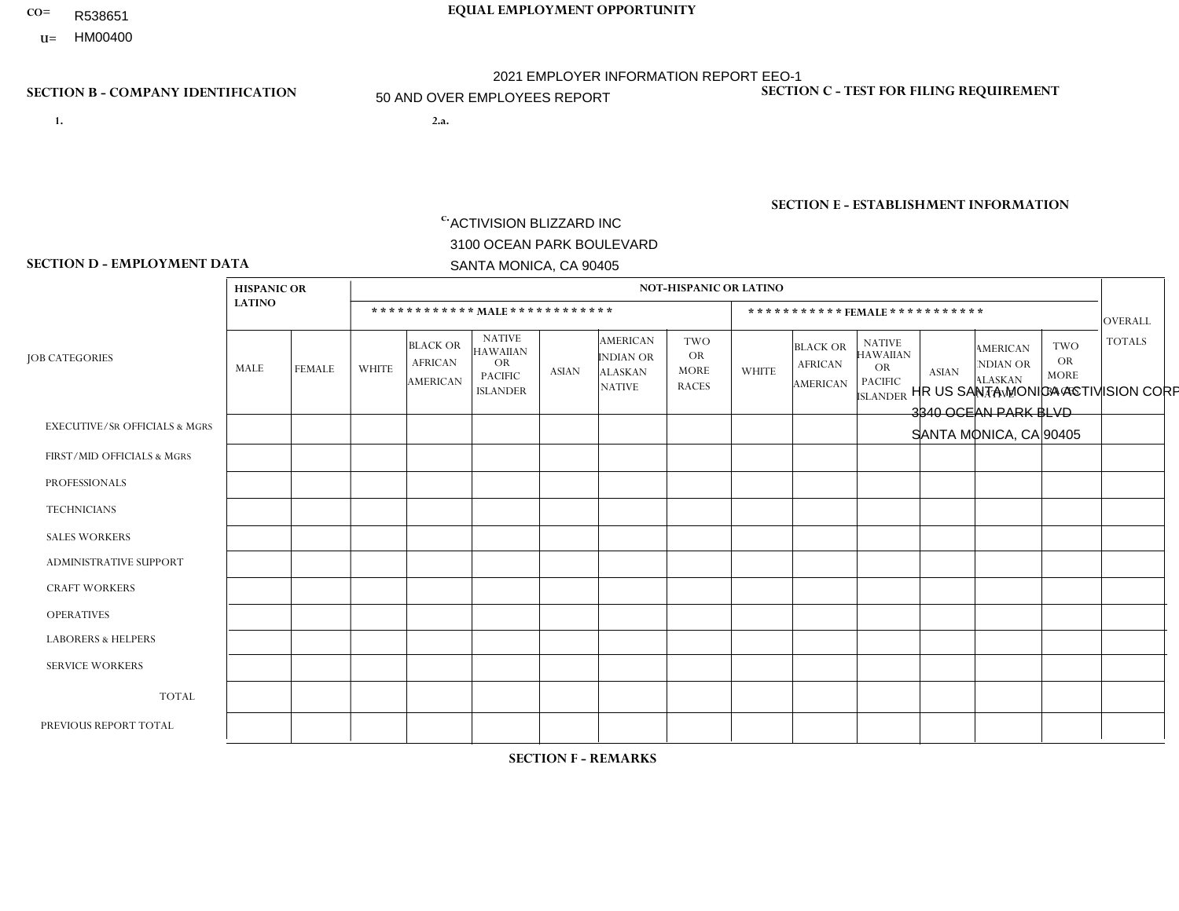CO= R538651

U= HM00400

**EQUAL EMPLOYMENT OPPORTUNITY**

2021 EMPLOYER INFORMATION REPORT EEO-1

50 AND OVER EMPLOYEES REPORT

**SECTION B - COMPANY IDENTIFICATION**

1.

2.a.

c. ACTIVISION BLIZZARD INC
3100 OCEAN PARK BOULEVARD
SANTA MONICA, CA 90405

**SECTION C - TEST FOR FILING REQUIREMENT**

**SECTION E - ESTABLISHMENT INFORMATION**

HR US SANTA MONICA ACTIVISION CORP
3340 OCEAN PARK BLVD
SANTA MONICA, CA 90405

**SECTION D - EMPLOYMENT DATA**

| JOB CATEGORIES | HISPANIC OR LATINO | | NOT-HISPANIC OR LATINO | | | | | | | | | | | | OVERALL TOTALS |
|---|---|---|---|---|---|---|---|---|---|---|---|---|---|---|---|
| | | | MALE | | | | | | FEMALE | | | | | | |
| | MALE | FEMALE | WHITE | BLACK OR AFRICAN AMERICAN | NATIVE HAWAIIAN OR PACIFIC ISLANDER | ASIAN | AMERICAN INDIAN OR ALASKAN NATIVE | TWO OR MORE RACES | WHITE | BLACK OR AFRICAN AMERICAN | NATIVE HAWAIIAN OR PACIFIC ISLANDER | ASIAN | AMERICAN INDIAN OR ALASKAN NATIVE | TWO OR MORE RACES | |
| EXECUTIVE/SR OFFICIALS & MGRS | | | | | | | | | | | | | | | |
| FIRST/MID OFFICIALS & MGRS | | | | | | | | | | | | | | | |
| PROFESSIONALS | | | | | | | | | | | | | | | |
| TECHNICIANS | | | | | | | | | | | | | | | |
| SALES WORKERS | | | | | | | | | | | | | | | |
| ADMINISTRATIVE SUPPORT | | | | | | | | | | | | | | | |
| CRAFT WORKERS | | | | | | | | | | | | | | | |
| OPERATIVES | | | | | | | | | | | | | | | |
| LABORERS & HELPERS | | | | | | | | | | | | | | | |
| SERVICE WORKERS | | | | | | | | | | | | | | | |
| TOTAL | | | | | | | | | | | | | | | |
| PREVIOUS REPORT TOTAL | | | | | | | | | | | | | | | |

**SECTION F - REMARKS**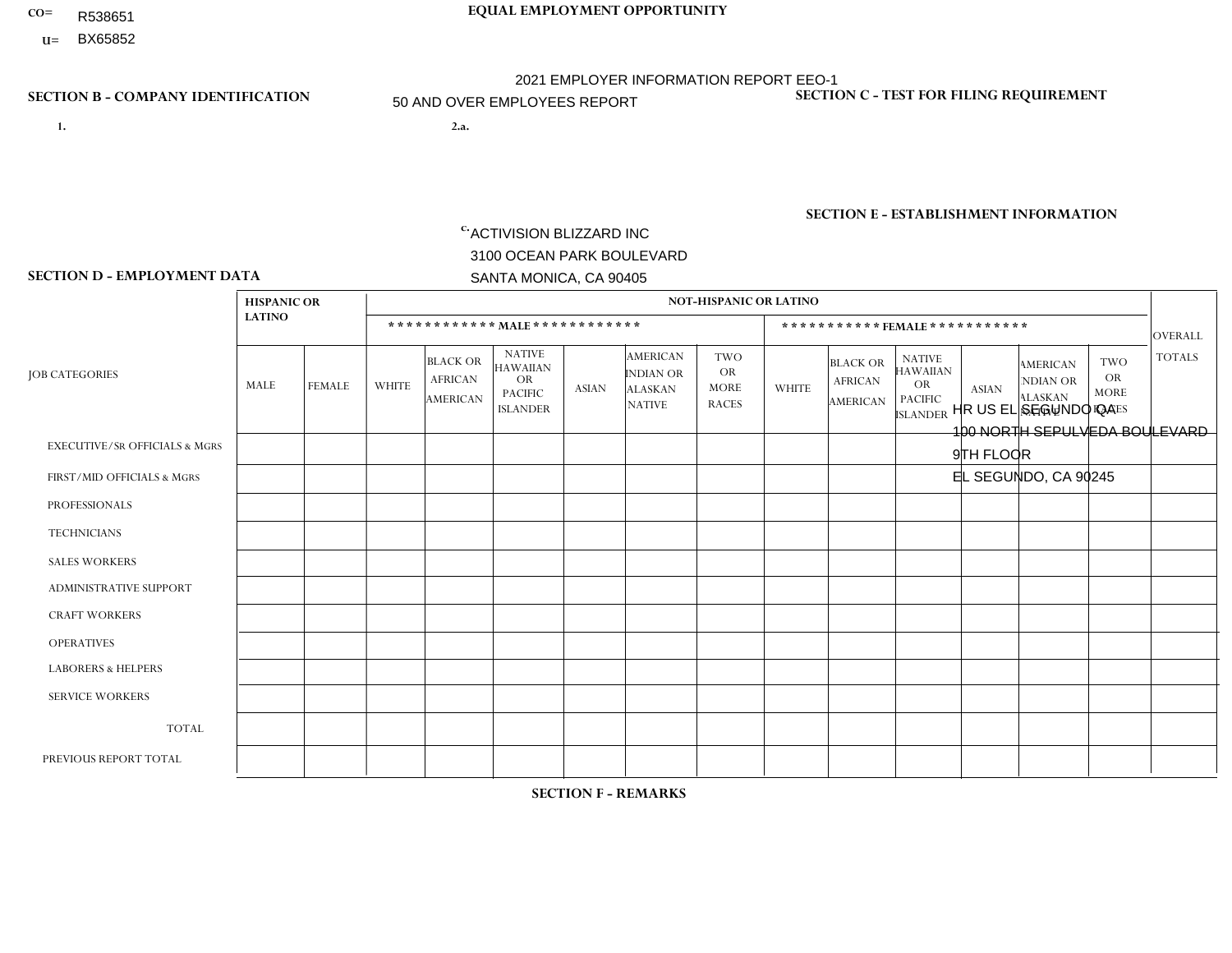CO= R538651

U= BX65852

**EQUAL EMPLOYMENT OPPORTUNITY**

2021 EMPLOYER INFORMATION REPORT EEO-1

50 AND OVER EMPLOYEES REPORT

**SECTION B - COMPANY IDENTIFICATION**

1.

2.a.

c. ACTIVISION BLIZZARD INC
3100 OCEAN PARK BOULEVARD
SANTA MONICA, CA 90405

**SECTION C - TEST FOR FILING REQUIREMENT**

**SECTION E - ESTABLISHMENT INFORMATION**

HR US EL SEGUNDO QA
100 NORTH SEPULVEDA BOULEVARD
9TH FLOOR
EL SEGUNDO, CA 90245

**SECTION D - EMPLOYMENT DATA**

| JOB CATEGORIES | HISPANIC OR LATINO | | NOT-HISPANIC OR LATINO | | | | | | | | | | | | OVERALL TOTALS |
|---|---|---|---|---|---|---|---|---|---|---|---|---|---|---|---|
| | | | MALE | | | | | | FEMALE | | | | | | |
| | MALE | FEMALE | WHITE | BLACK OR AFRICAN AMERICAN | NATIVE HAWAIIAN OR PACIFIC ISLANDER | ASIAN | AMERICAN INDIAN OR ALASKAN NATIVE | TWO OR MORE RACES | WHITE | BLACK OR AFRICAN AMERICAN | NATIVE HAWAIIAN OR PACIFIC ISLANDER | ASIAN | AMERICAN INDIAN OR ALASKAN NATIVE | TWO OR MORE RACES | |
| EXECUTIVE/SR OFFICIALS & MGRS | | | | | | | | | | | | | | | |
| FIRST/MID OFFICIALS & MGRS | | | | | | | | | | | | | | | |
| PROFESSIONALS | | | | | | | | | | | | | | | |
| TECHNICIANS | | | | | | | | | | | | | | | |
| SALES WORKERS | | | | | | | | | | | | | | | |
| ADMINISTRATIVE SUPPORT | | | | | | | | | | | | | | | |
| CRAFT WORKERS | | | | | | | | | | | | | | | |
| OPERATIVES | | | | | | | | | | | | | | | |
| LABORERS & HELPERS | | | | | | | | | | | | | | | |
| SERVICE WORKERS | | | | | | | | | | | | | | | |
| TOTAL | | | | | | | | | | | | | | | |
| PREVIOUS REPORT TOTAL | | | | | | | | | | | | | | | |

**SECTION F - REMARKS**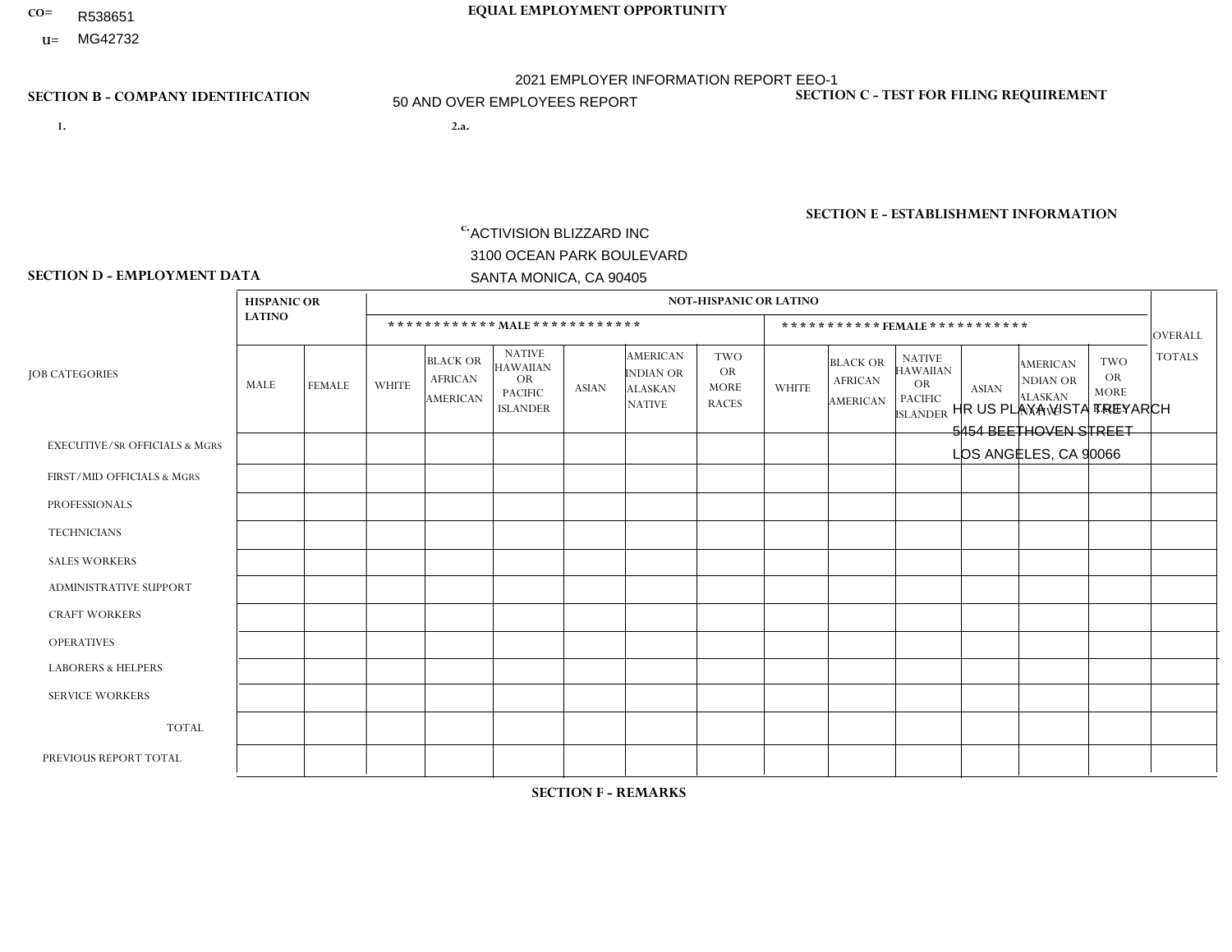CO= R538651

U= MG42732

**EQUAL EMPLOYMENT OPPORTUNITY**

2021 EMPLOYER INFORMATION REPORT EEO-1

50 AND OVER EMPLOYEES REPORT

**SECTION B - COMPANY IDENTIFICATION**

1.

2.a.

c. ACTIVISION BLIZZARD INC
3100 OCEAN PARK BOULEVARD
SANTA MONICA, CA 90405

**SECTION C - TEST FOR FILING REQUIREMENT**

**SECTION E - ESTABLISHMENT INFORMATION**

HR US PLAYA VISTA TREYARCH
5454 BEETHOVEN STREET
LOS ANGELES, CA 90066

**SECTION D - EMPLOYMENT DATA**

| JOB CATEGORIES | HISPANIC OR LATINO | | NOT-HISPANIC OR LATINO | | | | | | | | | | | | OVERALL TOTALS |
|---|---|---|---|---|---|---|---|---|---|---|---|---|---|---|---|
| | | | MALE | | | | | | FEMALE | | | | | | |
| | MALE | FEMALE | WHITE | BLACK OR AFRICAN AMERICAN | NATIVE HAWAIIAN OR PACIFIC ISLANDER | ASIAN | AMERICAN INDIAN OR ALASKAN NATIVE | TWO OR MORE RACES | WHITE | BLACK OR AFRICAN AMERICAN | NATIVE HAWAIIAN OR PACIFIC ISLANDER | ASIAN | AMERICAN INDIAN OR ALASKAN NATIVE | TWO OR MORE RACES | |
| EXECUTIVE/SR OFFICIALS & MGRS | | | | | | | | | | | | | | | |
| FIRST/MID OFFICIALS & MGRS | | | | | | | | | | | | | | | |
| PROFESSIONALS | | | | | | | | | | | | | | | |
| TECHNICIANS | | | | | | | | | | | | | | | |
| SALES WORKERS | | | | | | | | | | | | | | | |
| ADMINISTRATIVE SUPPORT | | | | | | | | | | | | | | | |
| CRAFT WORKERS | | | | | | | | | | | | | | | |
| OPERATIVES | | | | | | | | | | | | | | | |
| LABORERS & HELPERS | | | | | | | | | | | | | | | |
| SERVICE WORKERS | | | | | | | | | | | | | | | |
| TOTAL | | | | | | | | | | | | | | | |
| PREVIOUS REPORT TOTAL | | | | | | | | | | | | | | | |

**SECTION F - REMARKS**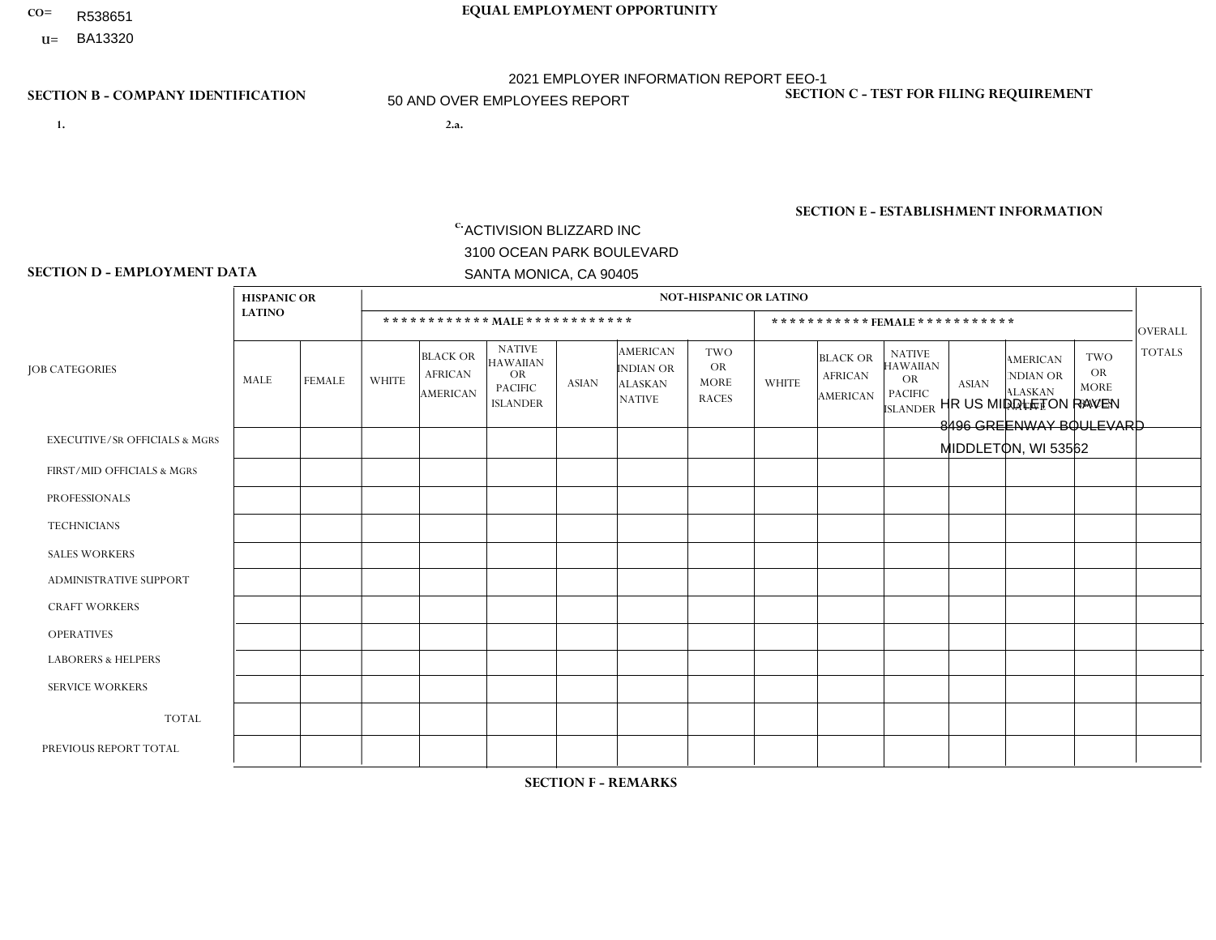CO= R538651
U= BA13320

EQUAL EMPLOYMENT OPPORTUNITY

2021 EMPLOYER INFORMATION REPORT EEO-1
50 AND OVER EMPLOYEES REPORT

SECTION B - COMPANY IDENTIFICATION

1.

2.a.

c. ACTIVISION BLIZZARD INC
3100 OCEAN PARK BOULEVARD
SANTA MONICA, CA 90405

SECTION C - TEST FOR FILING REQUIREMENT

SECTION E - ESTABLISHMENT INFORMATION

HR US MIDDLETON RAVEN
8496 GREENWAY BOULEVARD
MIDDLETON, WI 53562

SECTION D - EMPLOYMENT DATA

| JOB CATEGORIES | HISPANIC OR LATINO | | NOT-HISPANIC OR LATINO | | | | | | | | | | | | OVERALL TOTALS |
|---|---|---|---|---|---|---|---|---|---|---|---|---|---|---|---|
| | | | MALE | | | | | | FEMALE | | | | | | |
| | MALE | FEMALE | WHITE | BLACK OR AFRICAN AMERICAN | NATIVE HAWAIIAN OR PACIFIC ISLANDER | ASIAN | AMERICAN INDIAN OR ALASKAN NATIVE | TWO OR MORE RACES | WHITE | BLACK OR AFRICAN AMERICAN | NATIVE HAWAIIAN OR PACIFIC ISLANDER | ASIAN | AMERICAN INDIAN OR ALASKAN NATIVE | TWO OR MORE RACES | |
| EXECUTIVE/Sr OFFICIALS & MGRS | | | | | | | | | | | | | | | |
| FIRST/MID OFFICIALS & MGRS | | | | | | | | | | | | | | | |
| PROFESSIONALS | | | | | | | | | | | | | | | |
| TECHNICIANS | | | | | | | | | | | | | | | |
| SALES WORKERS | | | | | | | | | | | | | | | |
| ADMINISTRATIVE SUPPORT | | | | | | | | | | | | | | | |
| CRAFT WORKERS | | | | | | | | | | | | | | | |
| OPERATIVES | | | | | | | | | | | | | | | |
| LABORERS & HELPERS | | | | | | | | | | | | | | | |
| SERVICE WORKERS | | | | | | | | | | | | | | | |
| TOTAL | | | | | | | | | | | | | | | |
| PREVIOUS REPORT TOTAL | | | | | | | | | | | | | | | |

SECTION F - REMARKS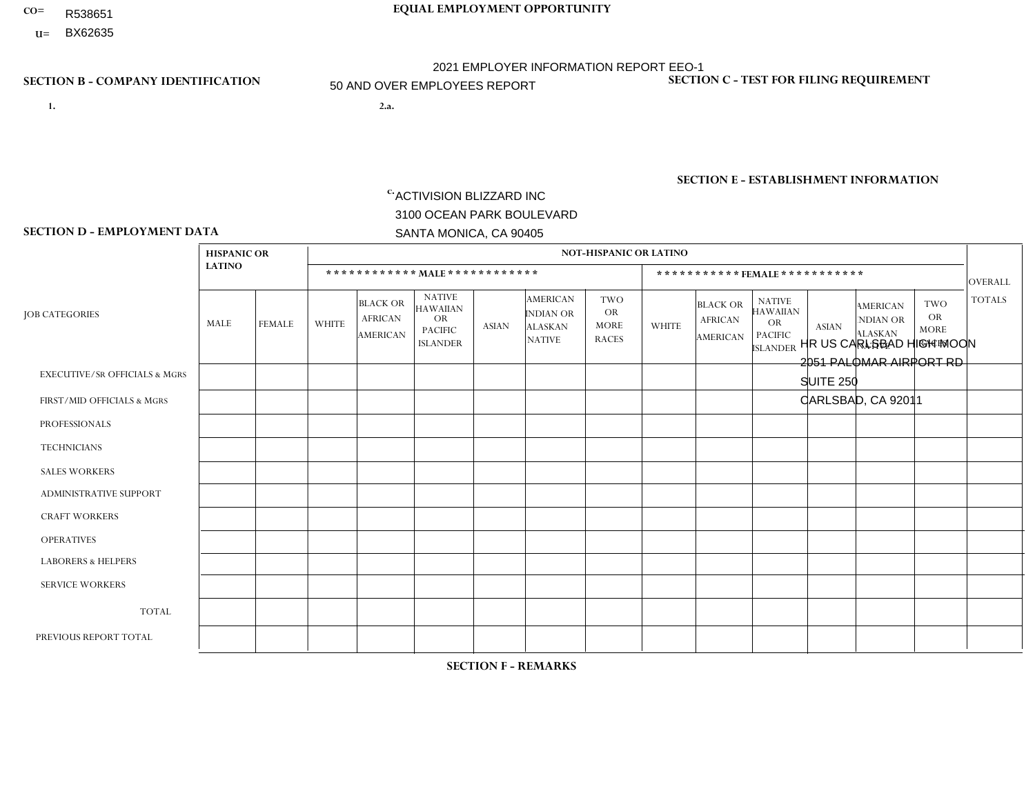CO= R538651

U= BX62635

**EQUAL EMPLOYMENT OPPORTUNITY**

2021 EMPLOYER INFORMATION REPORT EEO-1

50 AND OVER EMPLOYEES REPORT

**SECTION B - COMPANY IDENTIFICATION**

1.

2.a.

c. ACTIVISION BLIZZARD INC
3100 OCEAN PARK BOULEVARD
SANTA MONICA, CA 90405

**SECTION C - TEST FOR FILING REQUIREMENT**

**SECTION E - ESTABLISHMENT INFORMATION**

HR US CARLSBAD HIGH MOON
2051 PALOMAR AIRPORT RD
SUITE 250
CARLSBAD, CA 92011

**SECTION D - EMPLOYMENT DATA**

| JOB CATEGORIES | HISPANIC OR LATINO | | NOT-HISPANIC OR LATINO | | | | | | | | | | | | OVERALL TOTALS |
|---|---|---|---|---|---|---|---|---|---|---|---|---|---|---|---|
| | | | MALE | | | | | | FEMALE | | | | | | |
| | MALE | FEMALE | WHITE | BLACK OR AFRICAN AMERICAN | NATIVE HAWAIIAN OR PACIFIC ISLANDER | ASIAN | AMERICAN INDIAN OR ALASKAN NATIVE | TWO OR MORE RACES | WHITE | BLACK OR AFRICAN AMERICAN | NATIVE HAWAIIAN OR PACIFIC ISLANDER | ASIAN | AMERICAN INDIAN OR ALASKAN NATIVE | TWO OR MORE RACES | |
| EXECUTIVE/SR OFFICIALS & MGRS | | | | | | | | | | | | | | | |
| FIRST/MID OFFICIALS & MGRS | | | | | | | | | | | | | | | |
| PROFESSIONALS | | | | | | | | | | | | | | | |
| TECHNICIANS | | | | | | | | | | | | | | | |
| SALES WORKERS | | | | | | | | | | | | | | | |
| ADMINISTRATIVE SUPPORT | | | | | | | | | | | | | | | |
| CRAFT WORKERS | | | | | | | | | | | | | | | |
| OPERATIVES | | | | | | | | | | | | | | | |
| LABORERS & HELPERS | | | | | | | | | | | | | | | |
| SERVICE WORKERS | | | | | | | | | | | | | | | |
| TOTAL | | | | | | | | | | | | | | | |
| PREVIOUS REPORT TOTAL | | | | | | | | | | | | | | | |

**SECTION F - REMARKS**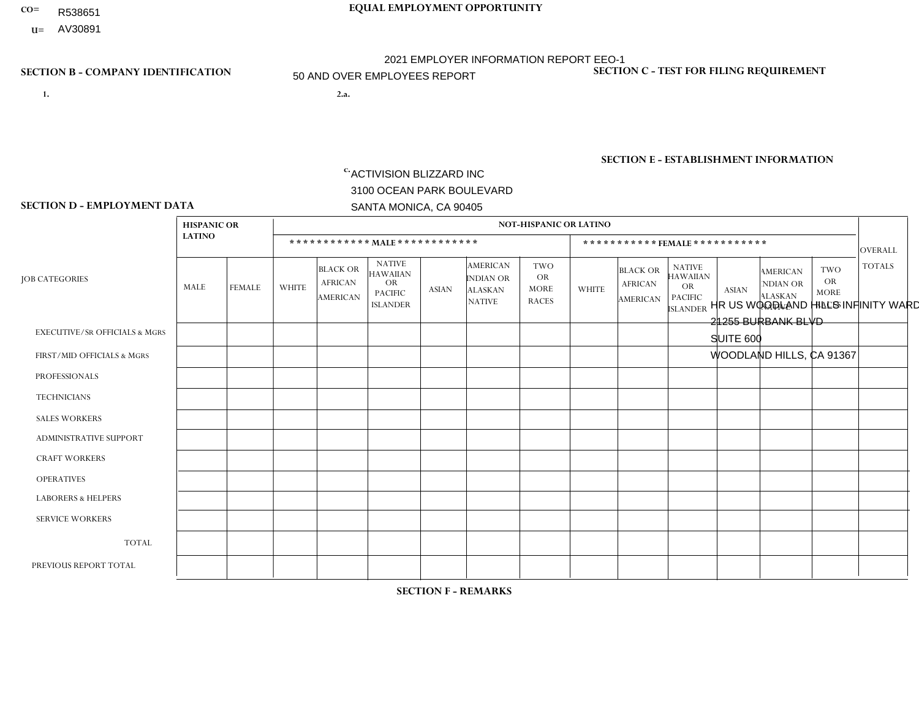CO= R538651
U= AV30891

**EQUAL EMPLOYMENT OPPORTUNITY**

2021 EMPLOYER INFORMATION REPORT EEO-1
50 AND OVER EMPLOYEES REPORT

**SECTION B - COMPANY IDENTIFICATION**

1.

2.a.

c. ACTIVISION BLIZZARD INC
3100 OCEAN PARK BOULEVARD
SANTA MONICA, CA 90405

**SECTION C - TEST FOR FILING REQUIREMENT**

**SECTION E - ESTABLISHMENT INFORMATION**

HR US WOODLAND HILLS INFINITY WARD
21255 BURBANK BLVD
SUITE 600
WOODLAND HILLS, CA 91367

**SECTION D - EMPLOYMENT DATA**

| JOB CATEGORIES | HISPANIC OR LATINO | | NOT-HISPANIC OR LATINO | | | | | | | | | | | | OVERALL TOTALS |
|---|---|---|---|---|---|---|---|---|---|---|---|---|---|---|---|
| | | | MALE | | | | | | FEMALE | | | | | | |
| | MALE | FEMALE | WHITE | BLACK OR AFRICAN AMERICAN | NATIVE HAWAIIAN OR PACIFIC ISLANDER | ASIAN | AMERICAN INDIAN OR ALASKAN NATIVE | TWO OR MORE RACES | WHITE | BLACK OR AFRICAN AMERICAN | NATIVE HAWAIIAN OR PACIFIC ISLANDER | ASIAN | AMERICAN INDIAN OR ALASKAN NATIVE | TWO OR MORE RACES | |
| EXECUTIVE/SR OFFICIALS & MGRS | | | | | | | | | | | | | | | |
| FIRST/MID OFFICIALS & MGRS | | | | | | | | | | | | | | | |
| PROFESSIONALS | | | | | | | | | | | | | | | |
| TECHNICIANS | | | | | | | | | | | | | | | |
| SALES WORKERS | | | | | | | | | | | | | | | |
| ADMINISTRATIVE SUPPORT | | | | | | | | | | | | | | | |
| CRAFT WORKERS | | | | | | | | | | | | | | | |
| OPERATIVES | | | | | | | | | | | | | | | |
| LABORERS & HELPERS | | | | | | | | | | | | | | | |
| SERVICE WORKERS | | | | | | | | | | | | | | | |
| TOTAL | | | | | | | | | | | | | | | |
| PREVIOUS REPORT TOTAL | | | | | | | | | | | | | | | |

**SECTION F - REMARKS**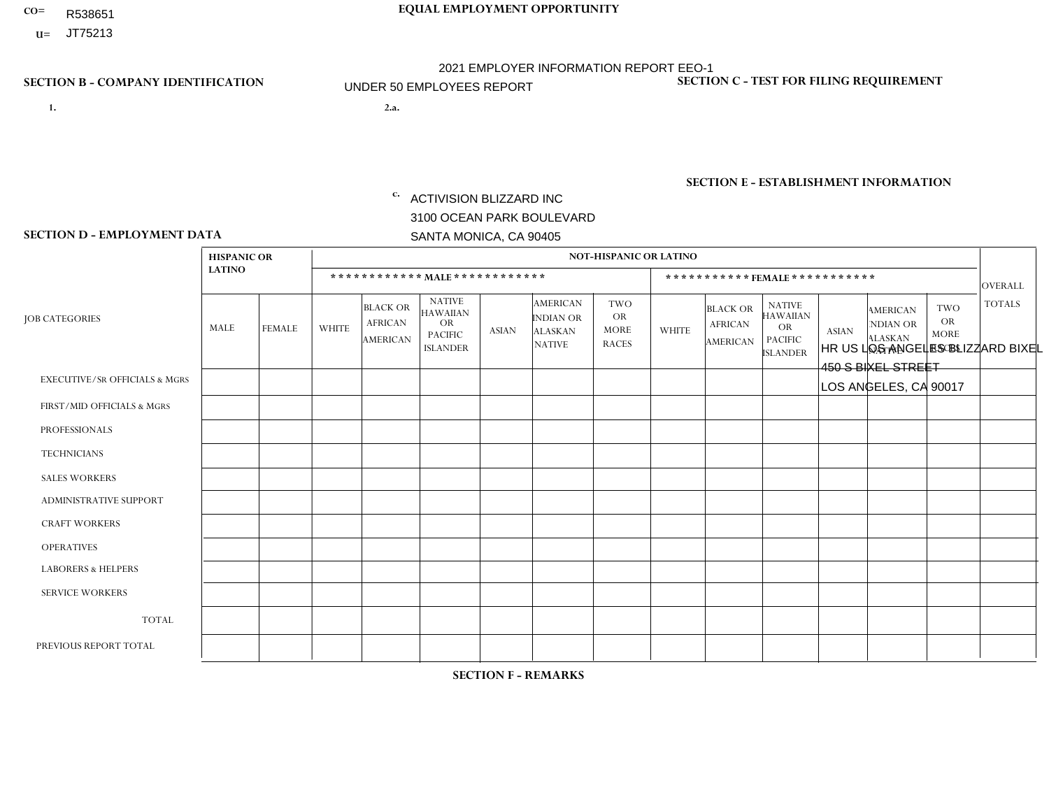CO= R538651

U= JT75213

**EQUAL EMPLOYMENT OPPORTUNITY**

2021 EMPLOYER INFORMATION REPORT EEO-1

UNDER 50 EMPLOYEES REPORT

**SECTION B - COMPANY IDENTIFICATION**

1.

2.a.

c. ACTIVISION BLIZZARD INC
3100 OCEAN PARK BOULEVARD
SANTA MONICA, CA 90405

**SECTION C - TEST FOR FILING REQUIREMENT**

**SECTION E - ESTABLISHMENT INFORMATION**

HR US LOS ANGELES BLIZZARD BIXEL
450 S BIXEL STREET
LOS ANGELES, CA 90017

**SECTION D - EMPLOYMENT DATA**

| JOB CATEGORIES | HISPANIC OR LATINO | | NOT-HISPANIC OR LATINO | | | | | | | | | | | | OVERALL TOTALS |
|---|---|---|---|---|---|---|---|---|---|---|---|---|---|---|---|
| | | | MALE | | | | | | FEMALE | | | | | | |
| | MALE | FEMALE | WHITE | BLACK OR AFRICAN AMERICAN | NATIVE HAWAIIAN OR PACIFIC ISLANDER | ASIAN | AMERICAN INDIAN OR ALASKAN NATIVE | TWO OR MORE RACES | WHITE | BLACK OR AFRICAN AMERICAN | NATIVE HAWAIIAN OR PACIFIC ISLANDER | ASIAN | AMERICAN INDIAN OR ALASKAN NATIVE | TWO OR MORE RACES | |
| EXECUTIVE/Sr OFFICIALS & MGRS | | | | | | | | | | | | | | | |
| FIRST/MID OFFICIALS & MGRS | | | | | | | | | | | | | | | |
| PROFESSIONALS | | | | | | | | | | | | | | | |
| TECHNICIANS | | | | | | | | | | | | | | | |
| SALES WORKERS | | | | | | | | | | | | | | | |
| ADMINISTRATIVE SUPPORT | | | | | | | | | | | | | | | |
| CRAFT WORKERS | | | | | | | | | | | | | | | |
| OPERATIVES | | | | | | | | | | | | | | | |
| LABORERS & HELPERS | | | | | | | | | | | | | | | |
| SERVICE WORKERS | | | | | | | | | | | | | | | |
| TOTAL | | | | | | | | | | | | | | | |
| PREVIOUS REPORT TOTAL | | | | | | | | | | | | | | | |

**SECTION F - REMARKS**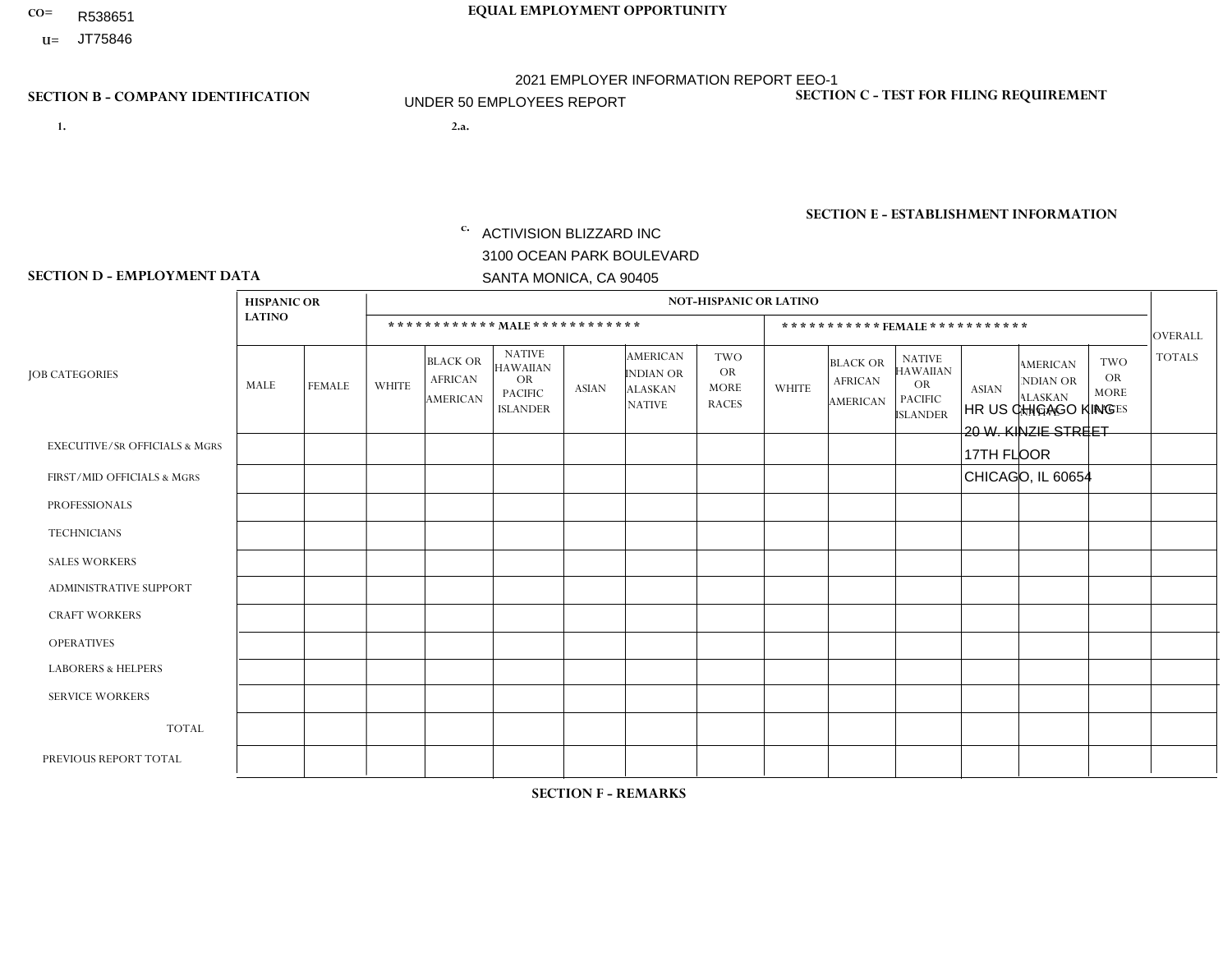CO= R538651

U= JT75846

**EQUAL EMPLOYMENT OPPORTUNITY**

2021 EMPLOYER INFORMATION REPORT EEO-1

UNDER 50 EMPLOYEES REPORT

**SECTION B - COMPANY IDENTIFICATION**

1.

2.a.

c. ACTIVISION BLIZZARD INC
3100 OCEAN PARK BOULEVARD
SANTA MONICA, CA 90405

**SECTION C - TEST FOR FILING REQUIREMENT**

**SECTION E - ESTABLISHMENT INFORMATION**

HR US CHICAGO KING
20 W. KINZIE STREET
17TH FLOOR
CHICAGO, IL 60654

**SECTION D - EMPLOYMENT DATA**

| JOB CATEGORIES | HISPANIC OR LATINO | | NOT-HISPANIC OR LATINO | | | | | | | | | | | | OVERALL TOTALS |
|---|---|---|---|---|---|---|---|---|---|---|---|---|---|---|---|
| | | | *********** MALE *********** | | | | | | *********** FEMALE *********** | | | | | | |
| | MALE | FEMALE | WHITE | BLACK OR AFRICAN AMERICAN | NATIVE HAWAIIAN OR PACIFIC ISLANDER | ASIAN | AMERICAN INDIAN OR ALASKAN NATIVE | TWO OR MORE RACES | WHITE | BLACK OR AFRICAN AMERICAN | NATIVE HAWAIIAN OR PACIFIC ISLANDER | ASIAN | AMERICAN INDIAN OR ALASKAN NATIVE | TWO OR MORE RACES | |
| EXECUTIVE/SR OFFICIALS & MGRS | | | | | | | | | | | | | | | |
| FIRST/MID OFFICIALS & MGRS | | | | | | | | | | | | | | | |
| PROFESSIONALS | | | | | | | | | | | | | | | |
| TECHNICIANS | | | | | | | | | | | | | | | |
| SALES WORKERS | | | | | | | | | | | | | | | |
| ADMINISTRATIVE SUPPORT | | | | | | | | | | | | | | | |
| CRAFT WORKERS | | | | | | | | | | | | | | | |
| OPERATIVES | | | | | | | | | | | | | | | |
| LABORERS & HELPERS | | | | | | | | | | | | | | | |
| SERVICE WORKERS | | | | | | | | | | | | | | | |
| TOTAL | | | | | | | | | | | | | | | |
| PREVIOUS REPORT TOTAL | | | | | | | | | | | | | | | |

**SECTION F - REMARKS**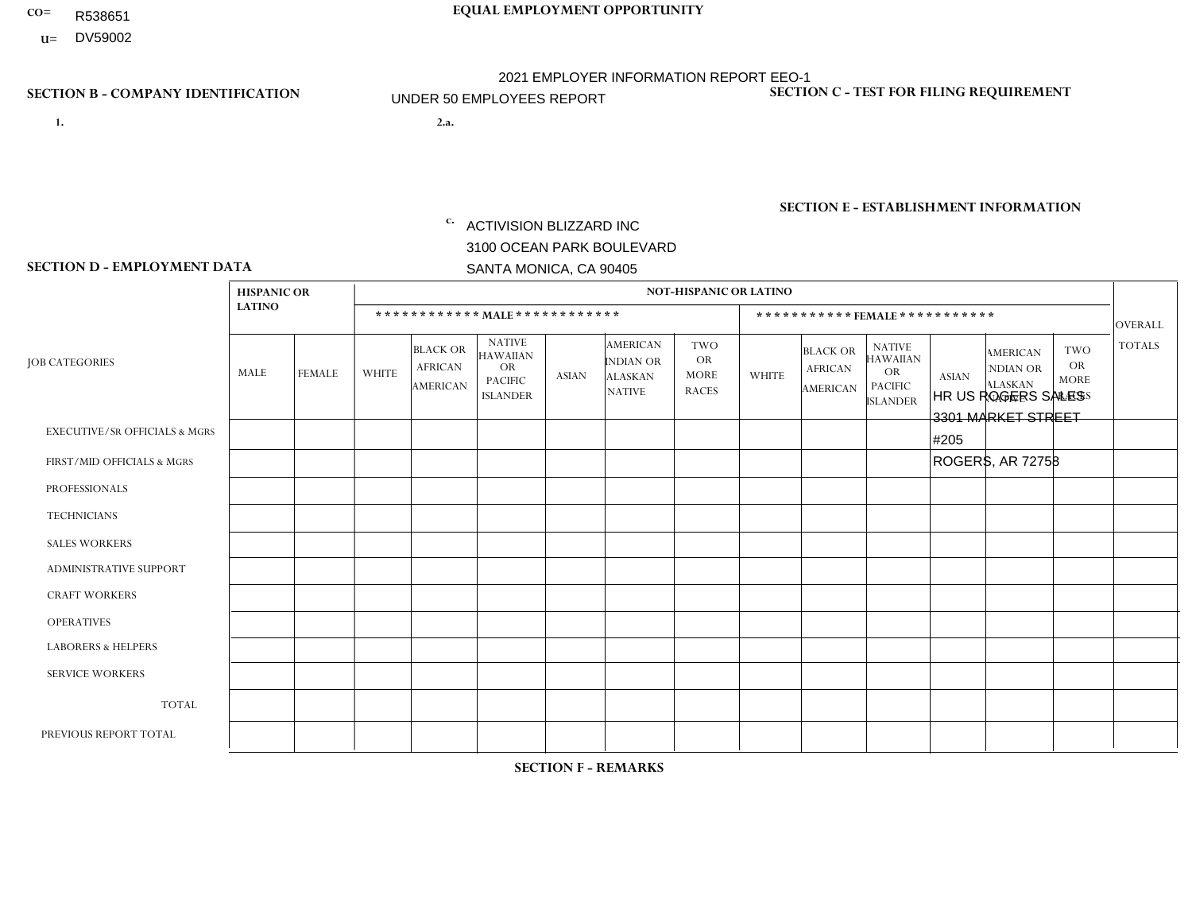CO= R538651

U= DV59002

EQUAL EMPLOYMENT OPPORTUNITY

2021 EMPLOYER INFORMATION REPORT EEO-1

UNDER 50 EMPLOYEES REPORT

## SECTION B - COMPANY IDENTIFICATION

1.

2.a.

c. ACTIVISION BLIZZARD INC
3100 OCEAN PARK BOULEVARD
SANTA MONICA, CA 90405

## SECTION C - TEST FOR FILING REQUIREMENT

## SECTION E - ESTABLISHMENT INFORMATION

HR US ROGERS SALES
3301 MARKET STREET
#205
ROGERS, AR 72758

## SECTION D - EMPLOYMENT DATA

| JOB CATEGORIES | HISPANIC OR LATINO | | NOT-HISPANIC OR LATINO | | | | | | | | | | | | OVERALL TOTALS |
|---|---|---|---|---|---|---|---|---|---|---|---|---|---|---|---|
| | | | MALE | | | | | | FEMALE | | | | | | |
| | MALE | FEMALE | WHITE | BLACK OR AFRICAN AMERICAN | NATIVE HAWAIIAN OR PACIFIC ISLANDER | ASIAN | AMERICAN INDIAN OR ALASKAN NATIVE | TWO OR MORE RACES | WHITE | BLACK OR AFRICAN AMERICAN | NATIVE HAWAIIAN OR PACIFIC ISLANDER | ASIAN | AMERICAN INDIAN OR ALASKAN NATIVE | TWO OR MORE RACES | |
| EXECUTIVE/SR OFFICIALS & MGRS | | | | | | | | | | | | | | | |
| FIRST/MID OFFICIALS & MGRS | | | | | | | | | | | | | | | |
| PROFESSIONALS | | | | | | | | | | | | | | | |
| TECHNICIANS | | | | | | | | | | | | | | | |
| SALES WORKERS | | | | | | | | | | | | | | | |
| ADMINISTRATIVE SUPPORT | | | | | | | | | | | | | | | |
| CRAFT WORKERS | | | | | | | | | | | | | | | |
| OPERATIVES | | | | | | | | | | | | | | | |
| LABORERS & HELPERS | | | | | | | | | | | | | | | |
| SERVICE WORKERS | | | | | | | | | | | | | | | |
| TOTAL | | | | | | | | | | | | | | | |
| PREVIOUS REPORT TOTAL | | | | | | | | | | | | | | | |

## SECTION F - REMARKS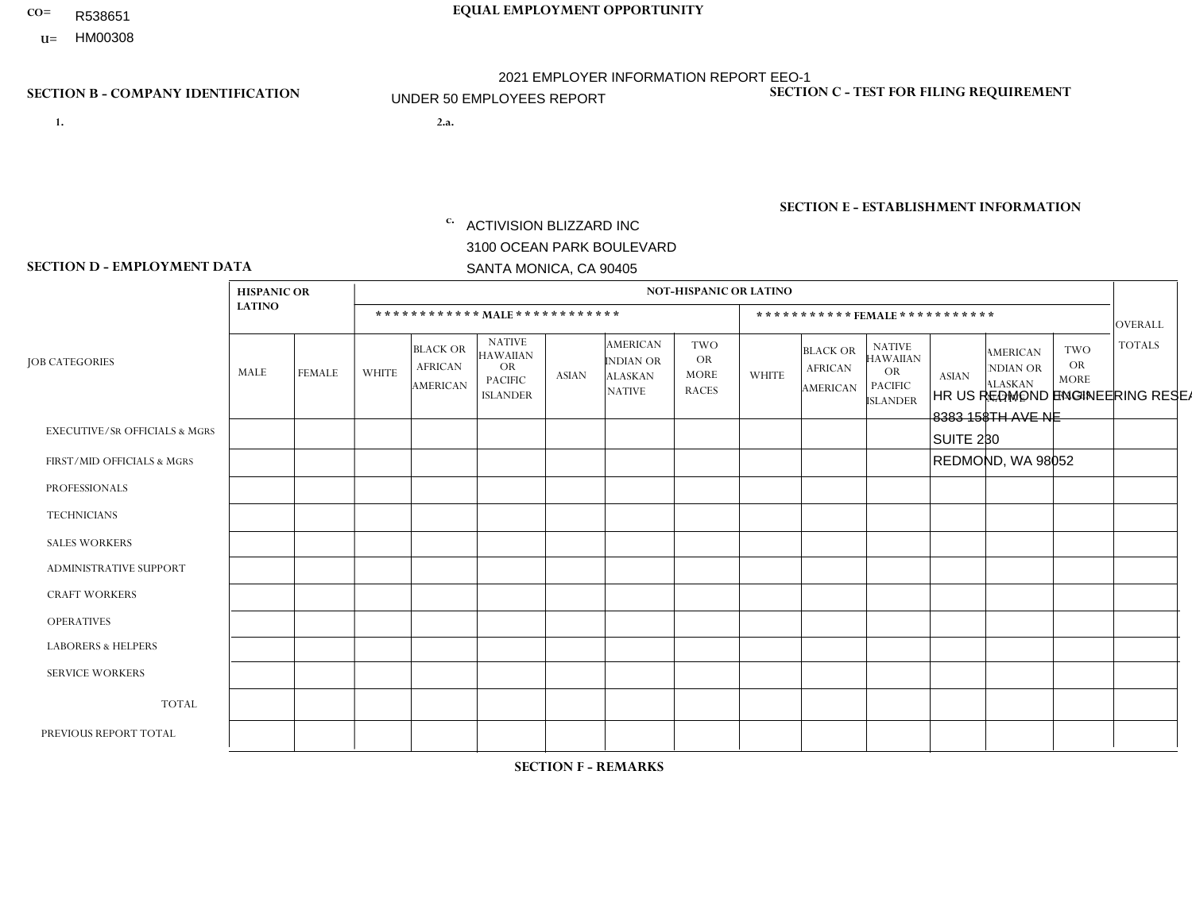CO= R538651

U= HM00308

**EQUAL EMPLOYMENT OPPORTUNITY**

2021 EMPLOYER INFORMATION REPORT EEO-1

UNDER 50 EMPLOYEES REPORT

**SECTION B - COMPANY IDENTIFICATION**

1.

2.a.

c. ACTIVISION BLIZZARD INC
3100 OCEAN PARK BOULEVARD
SANTA MONICA, CA 90405

**SECTION C - TEST FOR FILING REQUIREMENT**

**SECTION E - ESTABLISHMENT INFORMATION**

HR US REDMOND ENGINEERING RESEA
8383 158TH AVE NE
SUITE 230
REDMOND, WA 98052

**SECTION D - EMPLOYMENT DATA**

| JOB CATEGORIES | HISPANIC OR LATINO | | NOT-HISPANIC OR LATINO | | | | | | | | | | | | OVERALL TOTALS |
|---|---|---|---|---|---|---|---|---|---|---|---|---|---|---|---|
| | | | MALE | | | | | | FEMALE | | | | | | |
| | MALE | FEMALE | WHITE | BLACK OR AFRICAN AMERICAN | NATIVE HAWAIIAN OR PACIFIC ISLANDER | ASIAN | AMERICAN INDIAN OR ALASKAN NATIVE | TWO OR MORE RACES | WHITE | BLACK OR AFRICAN AMERICAN | NATIVE HAWAIIAN OR PACIFIC ISLANDER | ASIAN | AMERICAN INDIAN OR ALASKAN NATIVE | TWO OR MORE RACES | |
| EXECUTIVE/SR OFFICIALS & MGRS | | | | | | | | | | | | | | | |
| FIRST/MID OFFICIALS & MGRS | | | | | | | | | | | | | | | |
| PROFESSIONALS | | | | | | | | | | | | | | | |
| TECHNICIANS | | | | | | | | | | | | | | | |
| SALES WORKERS | | | | | | | | | | | | | | | |
| ADMINISTRATIVE SUPPORT | | | | | | | | | | | | | | | |
| CRAFT WORKERS | | | | | | | | | | | | | | | |
| OPERATIVES | | | | | | | | | | | | | | | |
| LABORERS & HELPERS | | | | | | | | | | | | | | | |
| SERVICE WORKERS | | | | | | | | | | | | | | | |
| TOTAL | | | | | | | | | | | | | | | |
| PREVIOUS REPORT TOTAL | | | | | | | | | | | | | | | |

**SECTION F - REMARKS**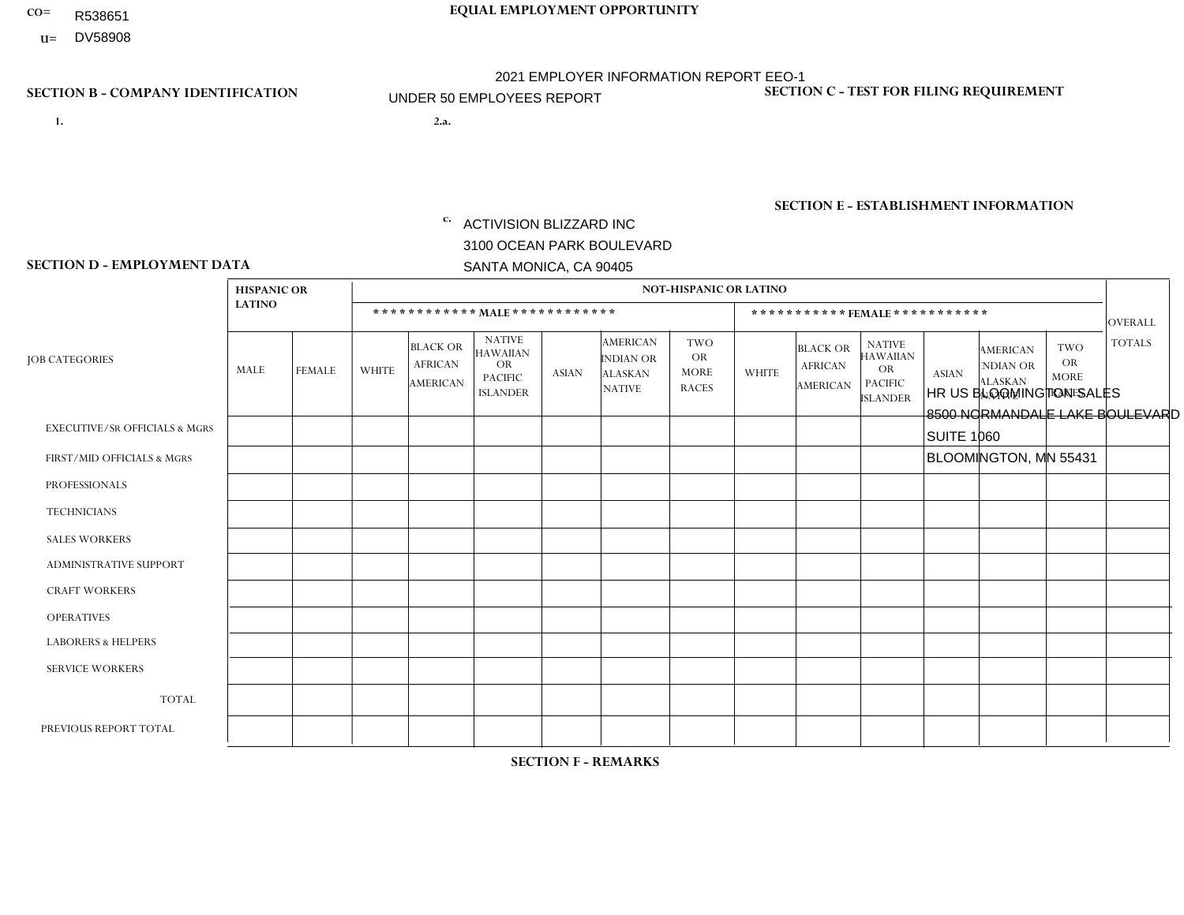CO= R538651

U= DV58908

**EQUAL EMPLOYMENT OPPORTUNITY**

2021 EMPLOYER INFORMATION REPORT EEO-1

UNDER 50 EMPLOYEES REPORT

**SECTION B - COMPANY IDENTIFICATION**

**SECTION C - TEST FOR FILING REQUIREMENT**

1.

2.a.

c. ACTIVISION BLIZZARD INC
3100 OCEAN PARK BOULEVARD
SANTA MONICA, CA 90405

**SECTION E - ESTABLISHMENT INFORMATION**

HR US BLOOMINGTON SALES
8500 NORMANDALE LAKE BOULEVARD
SUITE 1060
BLOOMINGTON, MN 55431

**SECTION D - EMPLOYMENT DATA**

| JOB CATEGORIES | HISPANIC OR LATINO | | NOT-HISPANIC OR LATINO | | | | | | | | | | | | OVERALL TOTALS |
|---|---|---|---|---|---|---|---|---|---|---|---|---|---|---|---|
| | | | MALE | | | | | | FEMALE | | | | | | |
| | MALE | FEMALE | WHITE | BLACK OR AFRICAN AMERICAN | NATIVE HAWAIIAN OR PACIFIC ISLANDER | ASIAN | AMERICAN INDIAN OR ALASKAN NATIVE | TWO OR MORE RACES | WHITE | BLACK OR AFRICAN AMERICAN | NATIVE HAWAIIAN OR PACIFIC ISLANDER | ASIAN | AMERICAN INDIAN OR ALASKAN NATIVE | TWO OR MORE RACES | |
| EXECUTIVE/SR OFFICIALS & MGRS | | | | | | | | | | | | | | | |
| FIRST/MID OFFICIALS & MGRS | | | | | | | | | | | | | | | |
| PROFESSIONALS | | | | | | | | | | | | | | | |
| TECHNICIANS | | | | | | | | | | | | | | | |
| SALES WORKERS | | | | | | | | | | | | | | | |
| ADMINISTRATIVE SUPPORT | | | | | | | | | | | | | | | |
| CRAFT WORKERS | | | | | | | | | | | | | | | |
| OPERATIVES | | | | | | | | | | | | | | | |
| LABORERS & HELPERS | | | | | | | | | | | | | | | |
| SERVICE WORKERS | | | | | | | | | | | | | | | |
| TOTAL | | | | | | | | | | | | | | | |
| PREVIOUS REPORT TOTAL | | | | | | | | | | | | | | | |

**SECTION F - REMARKS**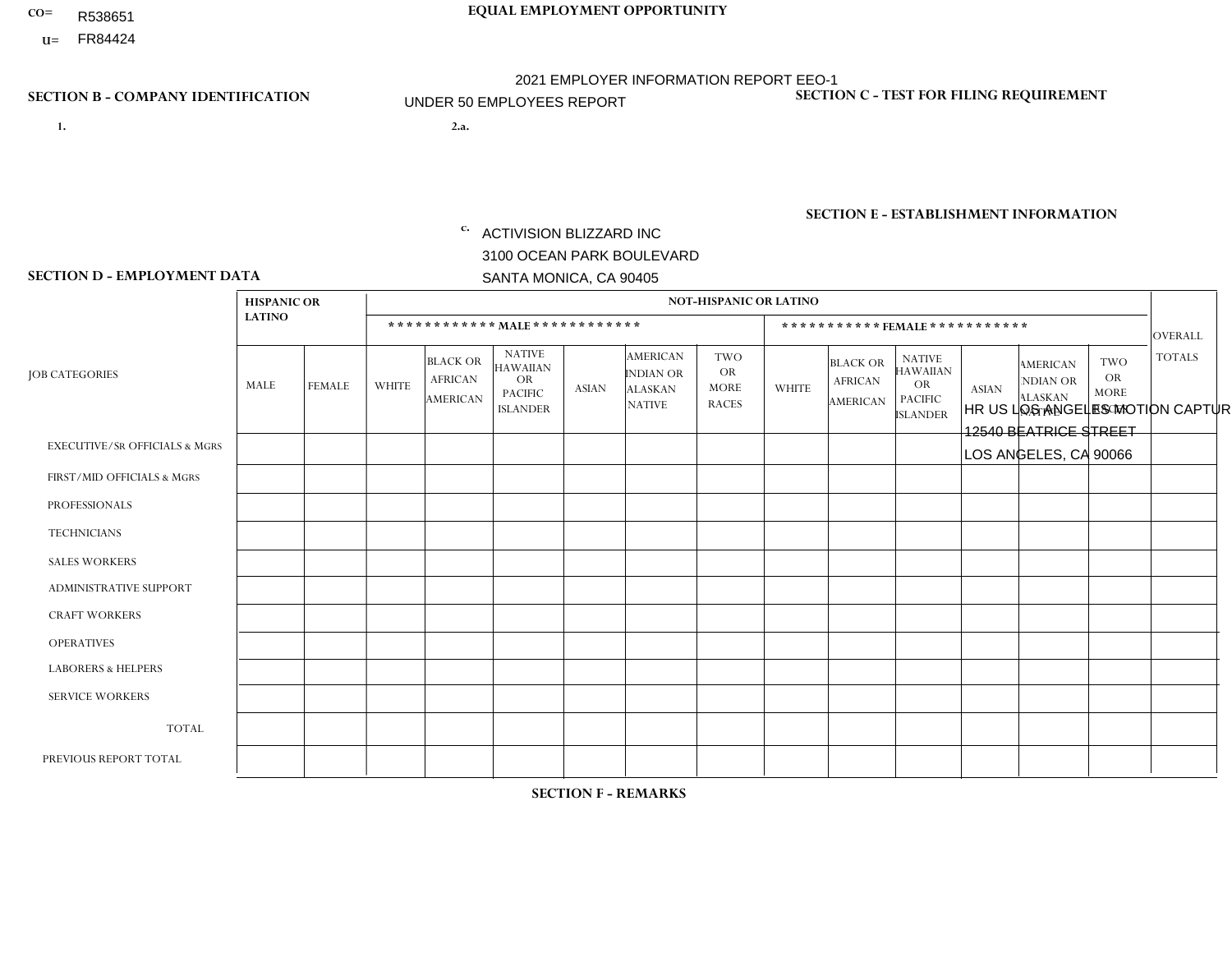CO= R538651

U= FR84424

**EQUAL EMPLOYMENT OPPORTUNITY**

2021 EMPLOYER INFORMATION REPORT EEO-1

UNDER 50 EMPLOYEES REPORT

**SECTION B - COMPANY IDENTIFICATION**

1.

2.a.

c. ACTIVISION BLIZZARD INC
3100 OCEAN PARK BOULEVARD
SANTA MONICA, CA 90405

**SECTION C - TEST FOR FILING REQUIREMENT**

**SECTION E - ESTABLISHMENT INFORMATION**

HR US LOS ANGELES MOTION CAPTUR
12540 BEATRICE STREET
LOS ANGELES, CA 90066

**SECTION D - EMPLOYMENT DATA**

| JOB CATEGORIES | HISPANIC OR LATINO | | NOT-HISPANIC OR LATINO | | | | | | | | | | | | OVERALL TOTALS |
|---|---|---|---|---|---|---|---|---|---|---|---|---|---|---|---|
| | | | ************ MALE ************ | | | | | | *********** FEMALE *********** | | | | | | |
| | MALE | FEMALE | WHITE | BLACK OR AFRICAN AMERICAN | NATIVE HAWAIIAN OR PACIFIC ISLANDER | ASIAN | AMERICAN INDIAN OR ALASKAN NATIVE | TWO OR MORE RACES | WHITE | BLACK OR AFRICAN AMERICAN | NATIVE HAWAIIAN OR PACIFIC ISLANDER | ASIAN | AMERICAN INDIAN OR ALASKAN NATIVE | TWO OR MORE RACES | |
| EXECUTIVE/SR OFFICIALS & MGRS | | | | | | | | | | | | | | | |
| FIRST/MID OFFICIALS & MGRS | | | | | | | | | | | | | | | |
| PROFESSIONALS | | | | | | | | | | | | | | | |
| TECHNICIANS | | | | | | | | | | | | | | | |
| SALES WORKERS | | | | | | | | | | | | | | | |
| ADMINISTRATIVE SUPPORT | | | | | | | | | | | | | | | |
| CRAFT WORKERS | | | | | | | | | | | | | | | |
| OPERATIVES | | | | | | | | | | | | | | | |
| LABORERS & HELPERS | | | | | | | | | | | | | | | |
| SERVICE WORKERS | | | | | | | | | | | | | | | |
| TOTAL | | | | | | | | | | | | | | | |
| PREVIOUS REPORT TOTAL | | | | | | | | | | | | | | | |

**SECTION F - REMARKS**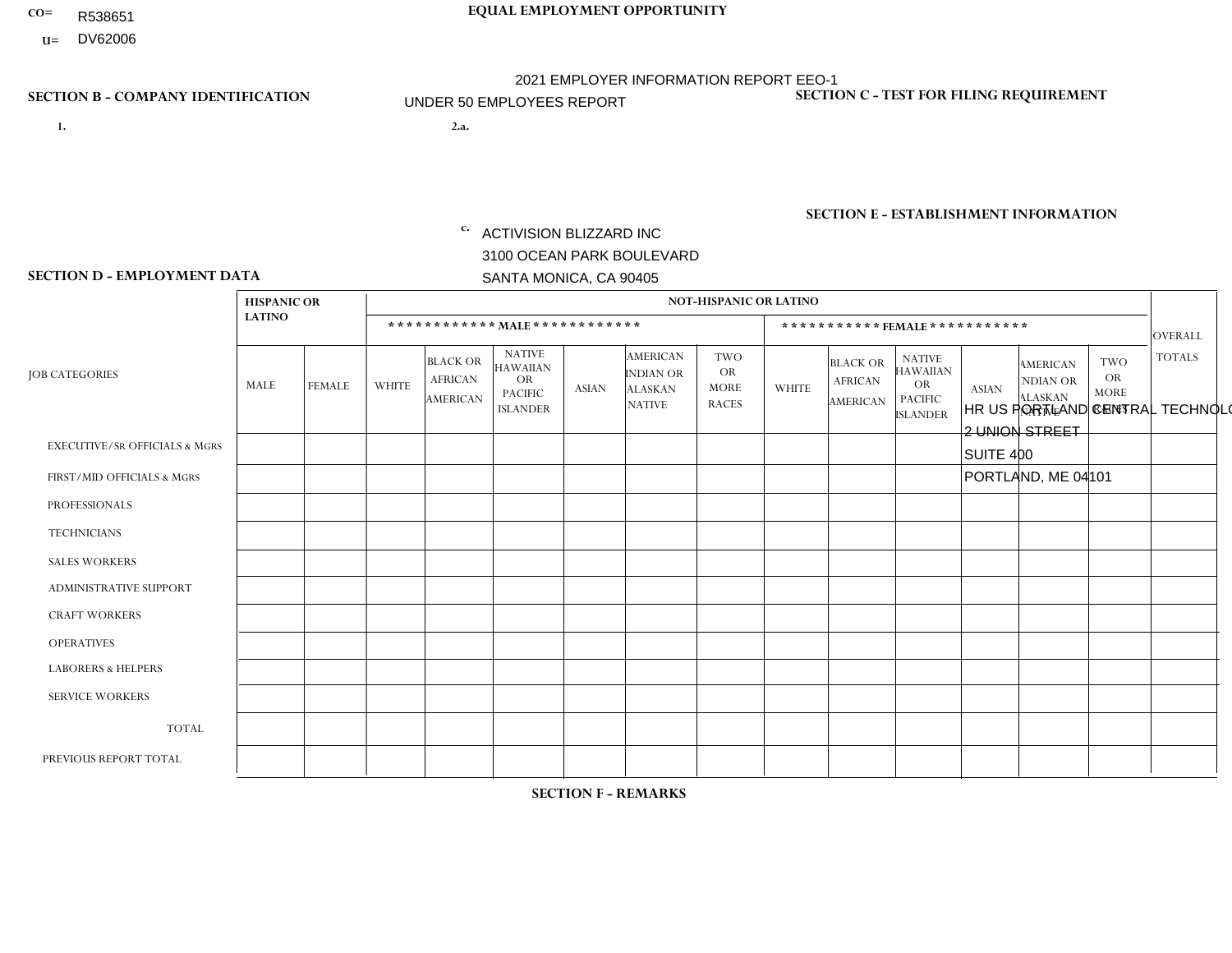CO= R538651

U= DV62006

# EQUAL EMPLOYMENT OPPORTUNITY

2021 EMPLOYER INFORMATION REPORT EEO-1

UNDER 50 EMPLOYEES REPORT

## SECTION B - COMPANY IDENTIFICATION

1.

2.a.

c. ACTIVISION BLIZZARD INC
3100 OCEAN PARK BOULEVARD
SANTA MONICA, CA 90405

## SECTION C - TEST FOR FILING REQUIREMENT

## SECTION E - ESTABLISHMENT INFORMATION

HR US PORTLAND CENTRAL TECHNOLOGY
2 UNION STREET
SUITE 400
PORTLAND, ME 04101

## SECTION D - EMPLOYMENT DATA

| JOB CATEGORIES | HISPANIC OR LATINO | | NOT-HISPANIC OR LATINO | | | | | | | | | | | | OVERALL TOTALS |
|---|---|---|---|---|---|---|---|---|---|---|---|---|---|---|---|
| | | | MALE | | | | | | FEMALE | | | | | | |
| | MALE | FEMALE | WHITE | BLACK OR AFRICAN AMERICAN | NATIVE HAWAIIAN OR PACIFIC ISLANDER | ASIAN | AMERICAN INDIAN OR ALASKAN NATIVE | TWO OR MORE RACES | WHITE | BLACK OR AFRICAN AMERICAN | NATIVE HAWAIIAN OR PACIFIC ISLANDER | ASIAN | AMERICAN INDIAN OR ALASKAN NATIVE | TWO OR MORE RACES | |
| EXECUTIVE/Sr OFFICIALS & MGRS | | | | | | | | | | | | | | | |
| FIRST/MID OFFICIALS & MGRS | | | | | | | | | | | | | | | |
| PROFESSIONALS | | | | | | | | | | | | | | | |
| TECHNICIANS | | | | | | | | | | | | | | | |
| SALES WORKERS | | | | | | | | | | | | | | | |
| ADMINISTRATIVE SUPPORT | | | | | | | | | | | | | | | |
| CRAFT WORKERS | | | | | | | | | | | | | | | |
| OPERATIVES | | | | | | | | | | | | | | | |
| LABORERS & HELPERS | | | | | | | | | | | | | | | |
| SERVICE WORKERS | | | | | | | | | | | | | | | |
| TOTAL | | | | | | | | | | | | | | | |
| PREVIOUS REPORT TOTAL | | | | | | | | | | | | | | | |

## SECTION F - REMARKS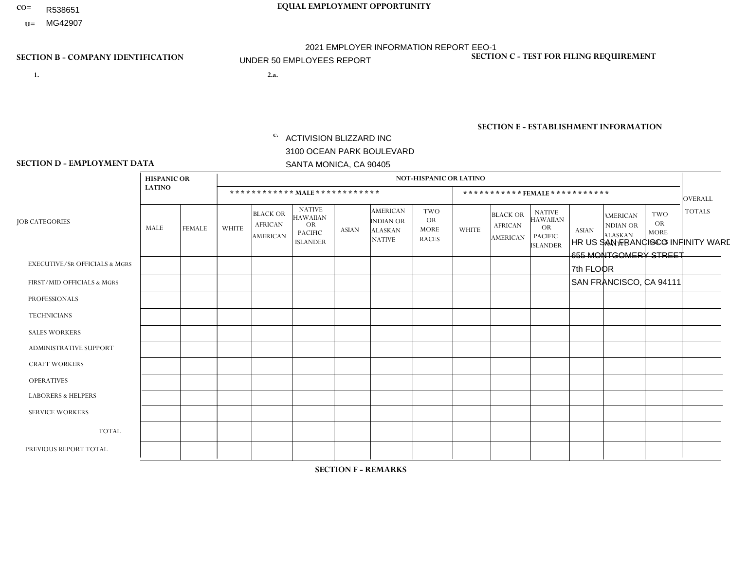CO= R538651

U= MG42907

**EQUAL EMPLOYMENT OPPORTUNITY**

2021 EMPLOYER INFORMATION REPORT EEO-1

UNDER 50 EMPLOYEES REPORT

**SECTION B - COMPANY IDENTIFICATION**

1.

2.a.

c. ACTIVISION BLIZZARD INC
3100 OCEAN PARK BOULEVARD
SANTA MONICA, CA 90405

**SECTION C - TEST FOR FILING REQUIREMENT**

**SECTION E - ESTABLISHMENT INFORMATION**

HR US SAN FRANCISCO INFINITY WARD
655 MONTGOMERY STREET
7th FLOOR
SAN FRANCISCO, CA 94111

**SECTION D - EMPLOYMENT DATA**

| JOB CATEGORIES | HISPANIC OR LATINO | | NOT-HISPANIC OR LATINO | | | | | | | | | | | | OVERALL TOTALS |
|---|---|---|---|---|---|---|---|---|---|---|---|---|---|---|---|
| | | | MALE | | | | | | FEMALE | | | | | | |
| | MALE | FEMALE | WHITE | BLACK OR AFRICAN AMERICAN | NATIVE HAWAIIAN OR PACIFIC ISLANDER | ASIAN | AMERICAN INDIAN OR ALASKAN NATIVE | TWO OR MORE RACES | WHITE | BLACK OR AFRICAN AMERICAN | NATIVE HAWAIIAN OR PACIFIC ISLANDER | ASIAN | AMERICAN INDIAN OR ALASKAN NATIVE | TWO OR MORE RACES | |
| EXECUTIVE/Sr OFFICIALS & MGRS | | | | | | | | | | | | | | | |
| FIRST/MID OFFICIALS & MGRS | | | | | | | | | | | | | | | |
| PROFESSIONALS | | | | | | | | | | | | | | | |
| TECHNICIANS | | | | | | | | | | | | | | | |
| SALES WORKERS | | | | | | | | | | | | | | | |
| ADMINISTRATIVE SUPPORT | | | | | | | | | | | | | | | |
| CRAFT WORKERS | | | | | | | | | | | | | | | |
| OPERATIVES | | | | | | | | | | | | | | | |
| LABORERS & HELPERS | | | | | | | | | | | | | | | |
| SERVICE WORKERS | | | | | | | | | | | | | | | |
| TOTAL | | | | | | | | | | | | | | | |
| PREVIOUS REPORT TOTAL | | | | | | | | | | | | | | | |

**SECTION F - REMARKS**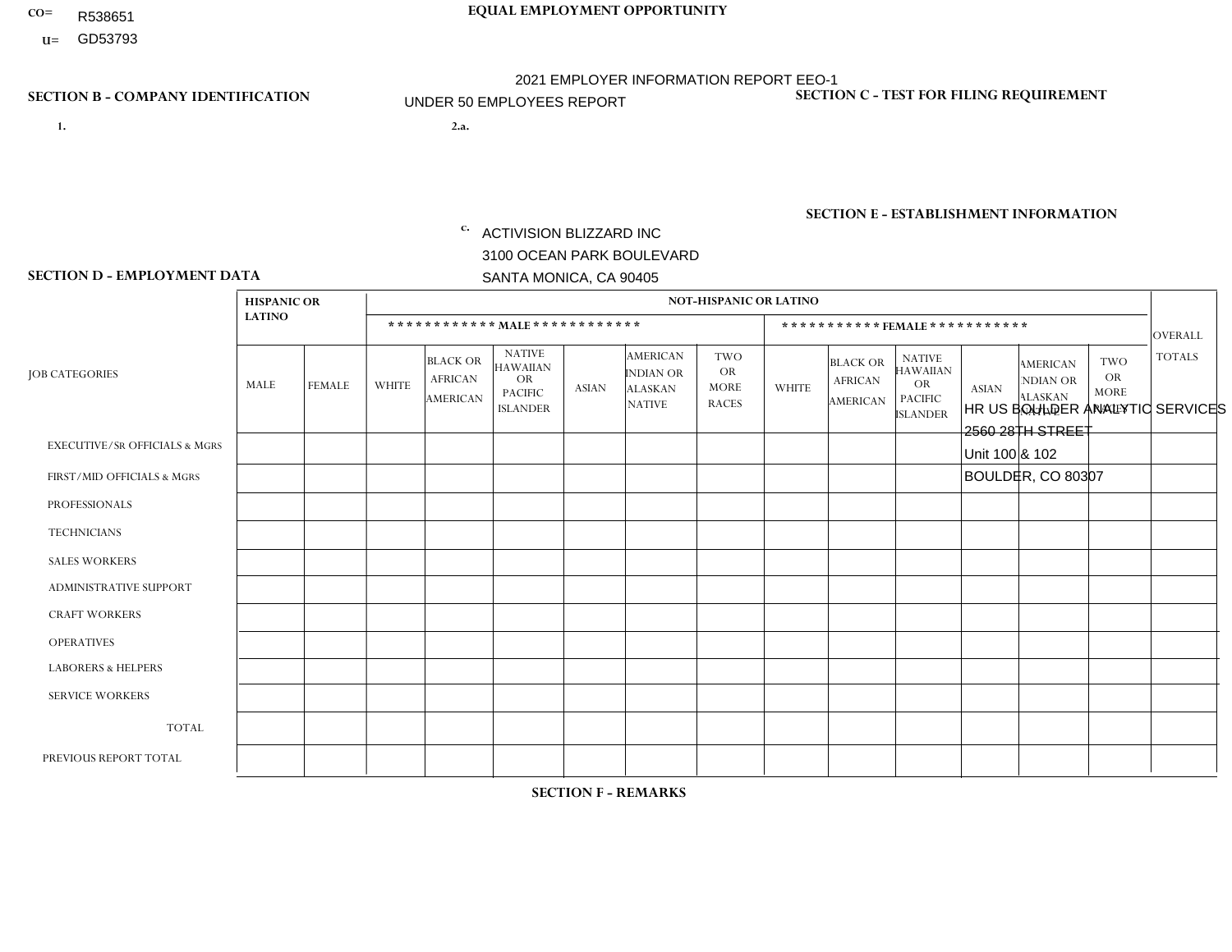CO= R538651

U= GD53793

**EQUAL EMPLOYMENT OPPORTUNITY**

2021 EMPLOYER INFORMATION REPORT EEO-1

UNDER 50 EMPLOYEES REPORT

**SECTION B - COMPANY IDENTIFICATION**

1.

2.a.

c. ACTIVISION BLIZZARD INC
3100 OCEAN PARK BOULEVARD
SANTA MONICA, CA 90405

**SECTION C - TEST FOR FILING REQUIREMENT**

**SECTION E - ESTABLISHMENT INFORMATION**

HR US BOULDER ANALYTIC SERVICES
2560 28TH STREET
Unit 100 & 102
BOULDER, CO 80307

**SECTION D - EMPLOYMENT DATA**

| JOB CATEGORIES | HISPANIC OR LATINO | | NOT-HISPANIC OR LATINO | | | | | | | | | | | | OVERALL TOTALS |
|---|---|---|---|---|---|---|---|---|---|---|---|---|---|---|---|
| | | | MALE | | | | | | FEMALE | | | | | | |
| | MALE | FEMALE | WHITE | BLACK OR AFRICAN AMERICAN | NATIVE HAWAIIAN OR PACIFIC ISLANDER | ASIAN | AMERICAN INDIAN OR ALASKAN NATIVE | TWO OR MORE RACES | WHITE | BLACK OR AFRICAN AMERICAN | NATIVE HAWAIIAN OR PACIFIC ISLANDER | ASIAN | AMERICAN INDIAN OR ALASKAN NATIVE | TWO OR MORE RACES | |
| EXECUTIVE/Sr OFFICIALS & MGRS | | | | | | | | | | | | | | | |
| FIRST/MID OFFICIALS & MGRS | | | | | | | | | | | | | | | |
| PROFESSIONALS | | | | | | | | | | | | | | | |
| TECHNICIANS | | | | | | | | | | | | | | | |
| SALES WORKERS | | | | | | | | | | | | | | | |
| ADMINISTRATIVE SUPPORT | | | | | | | | | | | | | | | |
| CRAFT WORKERS | | | | | | | | | | | | | | | |
| OPERATIVES | | | | | | | | | | | | | | | |
| LABORERS & HELPERS | | | | | | | | | | | | | | | |
| SERVICE WORKERS | | | | | | | | | | | | | | | |
| TOTAL | | | | | | | | | | | | | | | |
| PREVIOUS REPORT TOTAL | | | | | | | | | | | | | | | |

**SECTION F - REMARKS**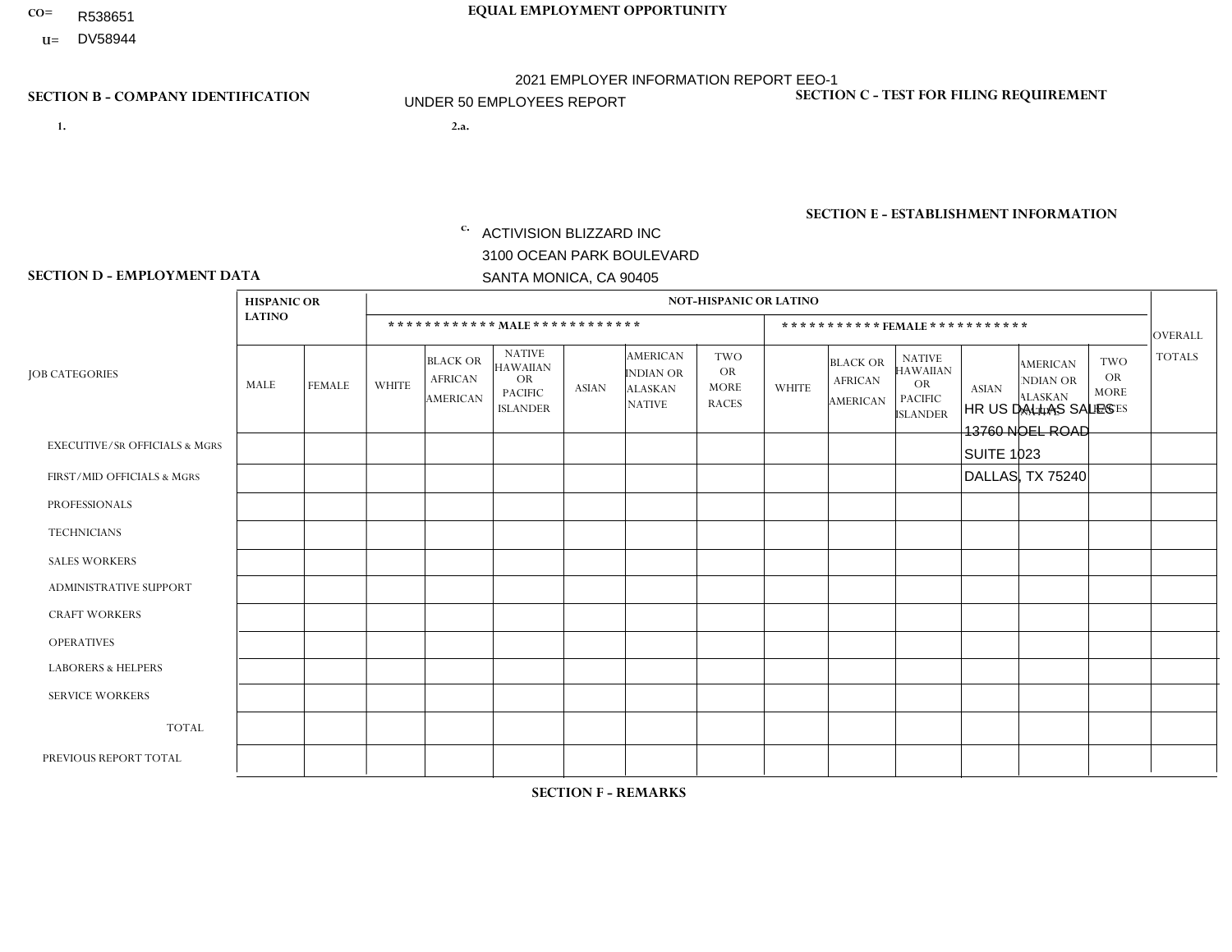CO= R538651

U= DV58944

# EQUAL EMPLOYMENT OPPORTUNITY

2021 EMPLOYER INFORMATION REPORT EEO-1

UNDER 50 EMPLOYEES REPORT

## SECTION B - COMPANY IDENTIFICATION

1.

2.a.

c. ACTIVISION BLIZZARD INC
3100 OCEAN PARK BOULEVARD
SANTA MONICA, CA 90405

## SECTION C - TEST FOR FILING REQUIREMENT

## SECTION E - ESTABLISHMENT INFORMATION

HR US DALLAS SALES
13760 NOEL ROAD
SUITE 1023
DALLAS, TX 75240

## SECTION D - EMPLOYMENT DATA

| JOB CATEGORIES | HISPANIC OR LATINO | | NOT-HISPANIC OR LATINO | | | | | | | | | | | | OVERALL TOTALS |
|---|---|---|---|---|---|---|---|---|---|---|---|---|---|---|---|
| | | | MALE | | | | | | FEMALE | | | | | | |
| | MALE | FEMALE | WHITE | BLACK OR AFRICAN AMERICAN | NATIVE HAWAIIAN OR PACIFIC ISLANDER | ASIAN | AMERICAN INDIAN OR ALASKAN NATIVE | TWO OR MORE RACES | WHITE | BLACK OR AFRICAN AMERICAN | NATIVE HAWAIIAN OR PACIFIC ISLANDER | ASIAN | AMERICAN INDIAN OR ALASKAN NATIVE | TWO OR MORE RACES | |
| EXECUTIVE/Sr OFFICIALS & MGRS | | | | | | | | | | | | | | | |
| FIRST/MID OFFICIALS & MGRS | | | | | | | | | | | | | | | |
| PROFESSIONALS | | | | | | | | | | | | | | | |
| TECHNICIANS | | | | | | | | | | | | | | | |
| SALES WORKERS | | | | | | | | | | | | | | | |
| ADMINISTRATIVE SUPPORT | | | | | | | | | | | | | | | |
| CRAFT WORKERS | | | | | | | | | | | | | | | |
| OPERATIVES | | | | | | | | | | | | | | | |
| LABORERS & HELPERS | | | | | | | | | | | | | | | |
| SERVICE WORKERS | | | | | | | | | | | | | | | |
| TOTAL | | | | | | | | | | | | | | | |
| PREVIOUS REPORT TOTAL | | | | | | | | | | | | | | | |

## SECTION F - REMARKS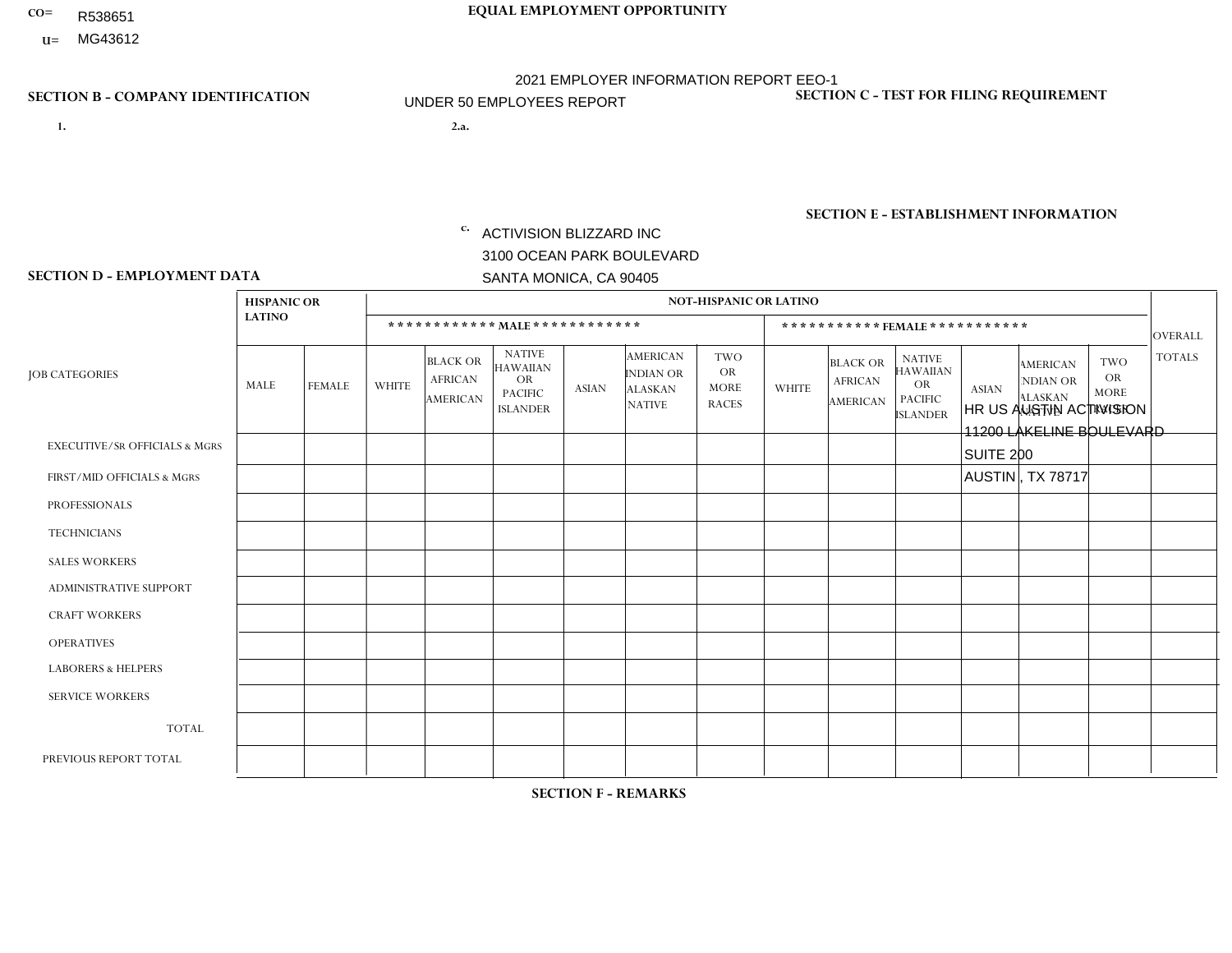CO= R538651

U= MG43612

**EQUAL EMPLOYMENT OPPORTUNITY**

2021 EMPLOYER INFORMATION REPORT EEO-1

UNDER 50 EMPLOYEES REPORT

**SECTION B - COMPANY IDENTIFICATION**

1.

2.a.

c. ACTIVISION BLIZZARD INC
3100 OCEAN PARK BOULEVARD
SANTA MONICA, CA 90405

**SECTION C - TEST FOR FILING REQUIREMENT**

**SECTION E - ESTABLISHMENT INFORMATION**

HR US AUSTIN ACTIVISION
11200 LAKELINE BOULEVARD
SUITE 200
AUSTIN , TX 78717

**SECTION D - EMPLOYMENT DATA**

| JOB CATEGORIES | HISPANIC OR LATINO | | NOT-HISPANIC OR LATINO | | | | | | | | | | | | OVERALL TOTALS |
|---|---|---|---|---|---|---|---|---|---|---|---|---|---|---|---|
| | | | MALE | | | | | | FEMALE | | | | | | |
| | MALE | FEMALE | WHITE | BLACK OR AFRICAN AMERICAN | NATIVE HAWAIIAN OR PACIFIC ISLANDER | ASIAN | AMERICAN INDIAN OR ALASKAN NATIVE | TWO OR MORE RACES | WHITE | BLACK OR AFRICAN AMERICAN | NATIVE HAWAIIAN OR PACIFIC ISLANDER | ASIAN | AMERICAN INDIAN OR ALASKAN NATIVE | TWO OR MORE RACES | |
| EXECUTIVE/SR OFFICIALS & MGRS | | | | | | | | | | | | | | | |
| FIRST/MID OFFICIALS & MGRS | | | | | | | | | | | | | | | |
| PROFESSIONALS | | | | | | | | | | | | | | | |
| TECHNICIANS | | | | | | | | | | | | | | | |
| SALES WORKERS | | | | | | | | | | | | | | | |
| ADMINISTRATIVE SUPPORT | | | | | | | | | | | | | | | |
| CRAFT WORKERS | | | | | | | | | | | | | | | |
| OPERATIVES | | | | | | | | | | | | | | | |
| LABORERS & HELPERS | | | | | | | | | | | | | | | |
| SERVICE WORKERS | | | | | | | | | | | | | | | |
| TOTAL | | | | | | | | | | | | | | | |
| PREVIOUS REPORT TOTAL | | | | | | | | | | | | | | | |

**SECTION F - REMARKS**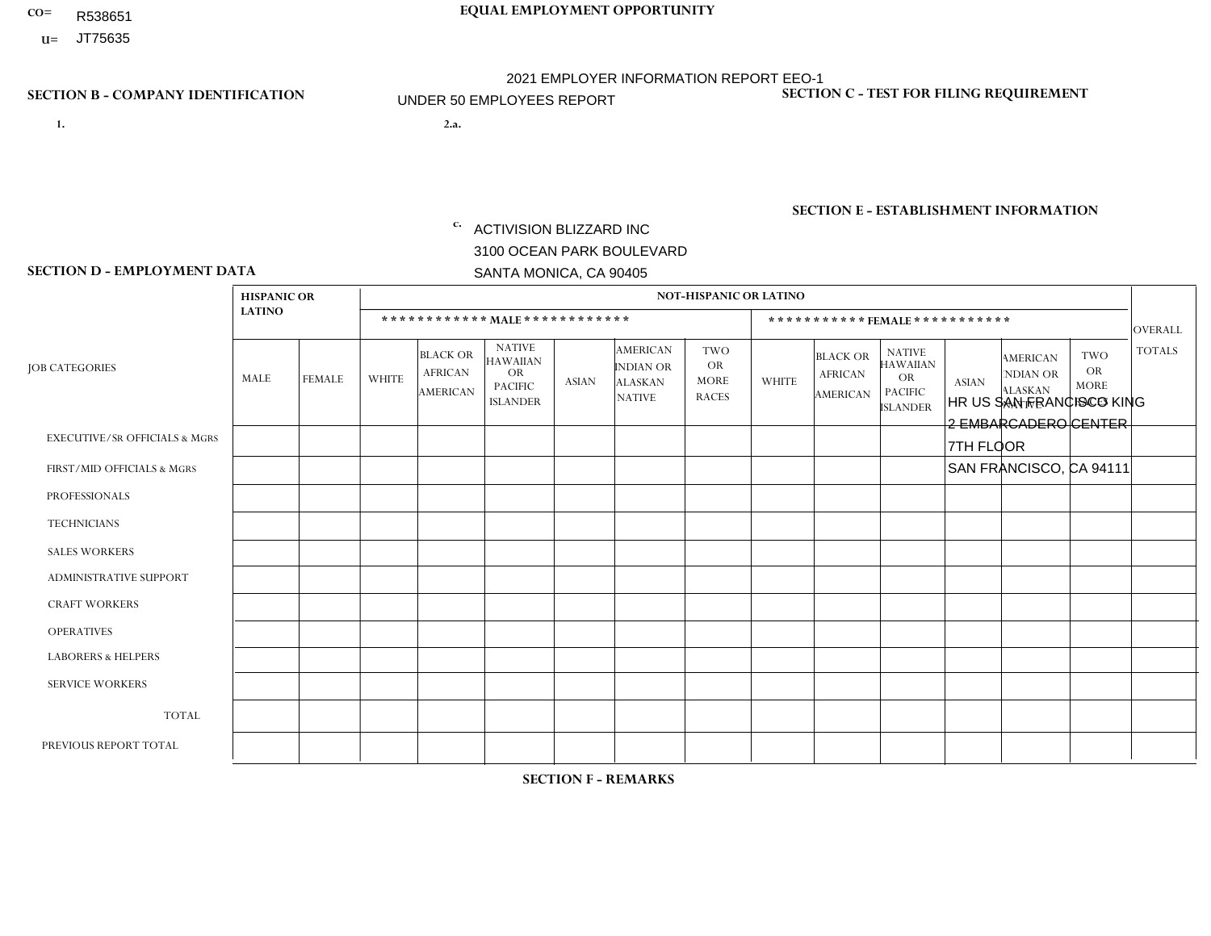CO= R538651

U= JT75635

EQUAL EMPLOYMENT OPPORTUNITY

2021 EMPLOYER INFORMATION REPORT EEO-1

UNDER 50 EMPLOYEES REPORT

## SECTION B - COMPANY IDENTIFICATION

1.

2.a.

c. ACTIVISION BLIZZARD INC
3100 OCEAN PARK BOULEVARD
SANTA MONICA, CA 90405

## SECTION C - TEST FOR FILING REQUIREMENT

## SECTION E - ESTABLISHMENT INFORMATION

HR US SAN FRANCISCO KING
2 EMBARCADERO CENTER
7TH FLOOR
SAN FRANCISCO, CA 94111

## SECTION D - EMPLOYMENT DATA

| JOB CATEGORIES | HISPANIC OR LATINO | | NOT-HISPANIC OR LATINO | | | | | | | | | | | | OVERALL TOTALS |
|---|---|---|---|---|---|---|---|---|---|---|---|---|---|---|---|
| | | | *********** MALE *********** | | | | | | *********** FEMALE *********** | | | | | | |
| | MALE | FEMALE | WHITE | BLACK OR AFRICAN AMERICAN | NATIVE HAWAIIAN OR PACIFIC ISLANDER | ASIAN | AMERICAN INDIAN OR ALASKAN NATIVE | TWO OR MORE RACES | WHITE | BLACK OR AFRICAN AMERICAN | NATIVE HAWAIIAN OR PACIFIC ISLANDER | ASIAN | AMERICAN INDIAN OR ALASKAN NATIVE | TWO OR MORE RACES | |
| EXECUTIVE/SR OFFICIALS & MGRS | | | | | | | | | | | | | | | |
| FIRST/MID OFFICIALS & MGRS | | | | | | | | | | | | | | | |
| PROFESSIONALS | | | | | | | | | | | | | | | |
| TECHNICIANS | | | | | | | | | | | | | | | |
| SALES WORKERS | | | | | | | | | | | | | | | |
| ADMINISTRATIVE SUPPORT | | | | | | | | | | | | | | | |
| CRAFT WORKERS | | | | | | | | | | | | | | | |
| OPERATIVES | | | | | | | | | | | | | | | |
| LABORERS & HELPERS | | | | | | | | | | | | | | | |
| SERVICE WORKERS | | | | | | | | | | | | | | | |
| TOTAL | | | | | | | | | | | | | | | |
| PREVIOUS REPORT TOTAL | | | | | | | | | | | | | | | |

## SECTION F - REMARKS